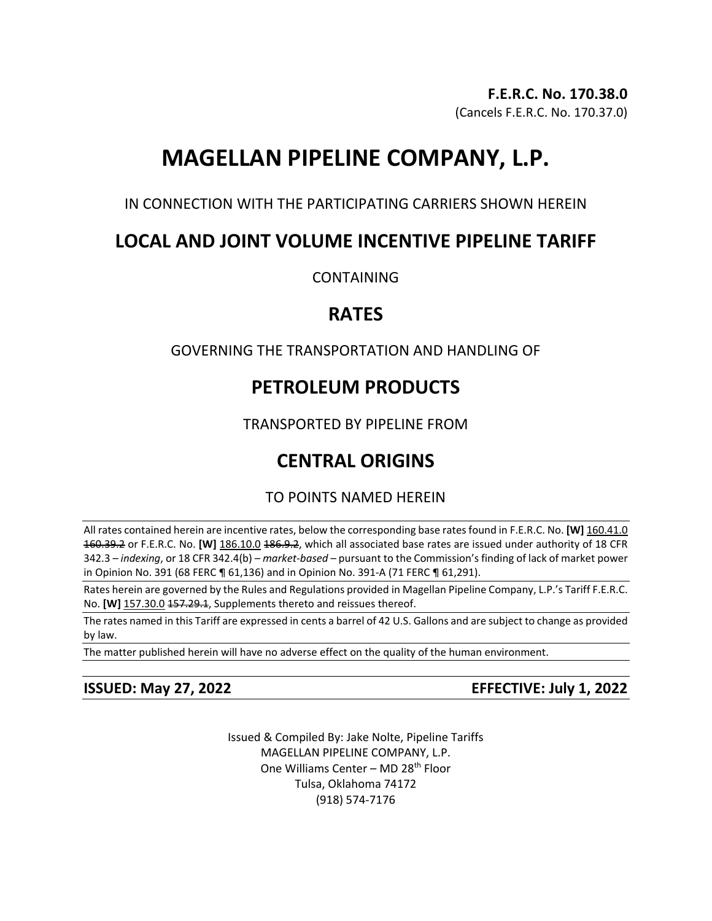**F.E.R.C. No. 170.38.0**
(Cancels F.E.R.C. No. 170.37.0)

# MAGELLAN PIPELINE COMPANY, L.P.

IN CONNECTION WITH THE PARTICIPATING CARRIERS SHOWN HEREIN

## LOCAL AND JOINT VOLUME INCENTIVE PIPELINE TARIFF

CONTAINING

## RATES

GOVERNING THE TRANSPORTATION AND HANDLING OF

## PETROLEUM PRODUCTS

TRANSPORTED BY PIPELINE FROM

## CENTRAL ORIGINS

TO POINTS NAMED HEREIN

All rates contained herein are incentive rates, below the corresponding base rates found in F.E.R.C. No. **[W]** <u>160.41.0</u> ~~160.39.2~~ or F.E.R.C. No. **[W]** <u>186.10.0</u> ~~186.9.2~~, which all associated base rates are issued under authority of 18 CFR 342.3 – *indexing*, or 18 CFR 342.4(b) – *market-based* – pursuant to the Commission's finding of lack of market power in Opinion No. 391 (68 FERC ¶ 61,136) and in Opinion No. 391-A (71 FERC ¶ 61,291).

Rates herein are governed by the Rules and Regulations provided in Magellan Pipeline Company, L.P.'s Tariff F.E.R.C. No. **[W]** <u>157.30.0</u> ~~157.29.1~~, Supplements thereto and reissues thereof.

The rates named in this Tariff are expressed in cents a barrel of 42 U.S. Gallons and are subject to change as provided by law.

The matter published herein will have no adverse effect on the quality of the human environment.

**ISSUED: May 27, 2022** **EFFECTIVE: July 1, 2022**

Issued & Compiled By: Jake Nolte, Pipeline Tariffs
MAGELLAN PIPELINE COMPANY, L.P.
One Williams Center – MD 28th Floor
Tulsa, Oklahoma 74172
(918) 574-7176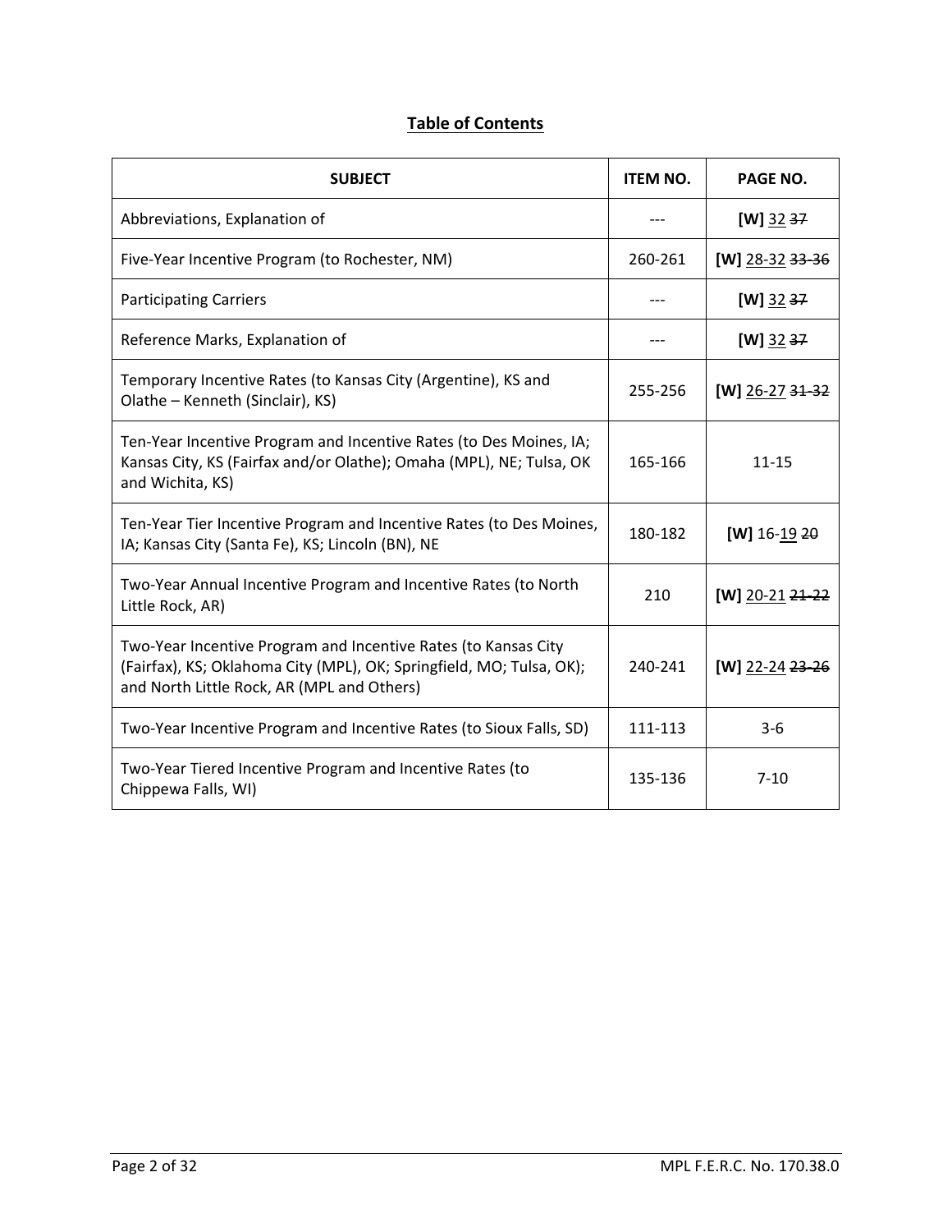## Table of Contents

| SUBJECT | ITEM NO. | PAGE NO. |
| --- | --- | --- |
| Abbreviations, Explanation of | --- | **[W]** <u>32</u> ~~37~~ |
| Five-Year Incentive Program (to Rochester, NM) | 260-261 | **[W]** <u>28-32</u> ~~33-36~~ |
| Participating Carriers | --- | **[W]** <u>32</u> ~~37~~ |
| Reference Marks, Explanation of | --- | **[W]** <u>32</u> ~~37~~ |
| Temporary Incentive Rates (to Kansas City (Argentine), KS and Olathe – Kenneth (Sinclair), KS) | 255-256 | **[W]** <u>26-27</u> ~~31-32~~ |
| Ten-Year Incentive Program and Incentive Rates (to Des Moines, IA; Kansas City, KS (Fairfax and/or Olathe); Omaha (MPL), NE; Tulsa, OK and Wichita, KS) | 165-166 | 11-15 |
| Ten-Year Tier Incentive Program and Incentive Rates (to Des Moines, IA; Kansas City (Santa Fe), KS; Lincoln (BN), NE | 180-182 | **[W]** 16-<u>19</u> ~~20~~ |
| Two-Year Annual Incentive Program and Incentive Rates (to North Little Rock, AR) | 210 | **[W]** <u>20-21</u> ~~21-22~~ |
| Two-Year Incentive Program and Incentive Rates (to Kansas City (Fairfax), KS; Oklahoma City (MPL), OK; Springfield, MO; Tulsa, OK); and North Little Rock, AR (MPL and Others) | 240-241 | **[W]** <u>22-24</u> ~~23-26~~ |
| Two-Year Incentive Program and Incentive Rates (to Sioux Falls, SD) | 111-113 | 3-6 |
| Two-Year Tiered Incentive Program and Incentive Rates (to Chippewa Falls, WI) | 135-136 | 7-10 |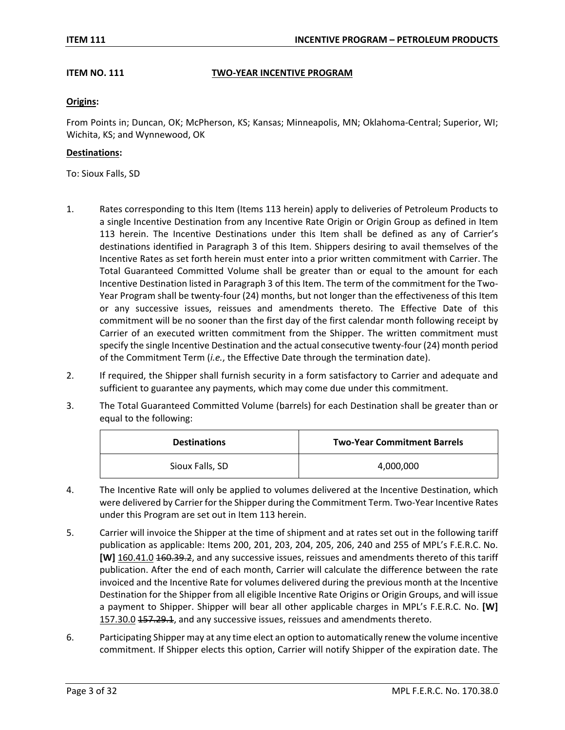**ITEM NO. 111** **TWO-YEAR INCENTIVE PROGRAM**

**Origins:**

From Points in; Duncan, OK; McPherson, KS; Kansas; Minneapolis, MN; Oklahoma-Central; Superior, WI; Wichita, KS; and Wynnewood, OK

**Destinations:**

To: Sioux Falls, SD

1. Rates corresponding to this Item (Items 113 herein) apply to deliveries of Petroleum Products to a single Incentive Destination from any Incentive Rate Origin or Origin Group as defined in Item 113 herein. The Incentive Destinations under this Item shall be defined as any of Carrier's destinations identified in Paragraph 3 of this Item. Shippers desiring to avail themselves of the Incentive Rates as set forth herein must enter into a prior written commitment with Carrier. The Total Guaranteed Committed Volume shall be greater than or equal to the amount for each Incentive Destination listed in Paragraph 3 of this Item. The term of the commitment for the Two-Year Program shall be twenty-four (24) months, but not longer than the effectiveness of this Item or any successive issues, reissues and amendments thereto. The Effective Date of this commitment will be no sooner than the first day of the first calendar month following receipt by Carrier of an executed written commitment from the Shipper. The written commitment must specify the single Incentive Destination and the actual consecutive twenty-four (24) month period of the Commitment Term (*i.e.*, the Effective Date through the termination date).

2. If required, the Shipper shall furnish security in a form satisfactory to Carrier and adequate and sufficient to guarantee any payments, which may come due under this commitment.

3. The Total Guaranteed Committed Volume (barrels) for each Destination shall be greater than or equal to the following:

| Destinations | Two-Year Commitment Barrels |
|---|---|
| Sioux Falls, SD | 4,000,000 |

4. The Incentive Rate will only be applied to volumes delivered at the Incentive Destination, which were delivered by Carrier for the Shipper during the Commitment Term. Two-Year Incentive Rates under this Program are set out in Item 113 herein.

5. Carrier will invoice the Shipper at the time of shipment and at rates set out in the following tariff publication as applicable: Items 200, 201, 203, 204, 205, 206, 240 and 255 of MPL's F.E.R.C. No. **[W]** 160.41.0 ~~160.39.2~~, and any successive issues, reissues and amendments thereto of this tariff publication. After the end of each month, Carrier will calculate the difference between the rate invoiced and the Incentive Rate for volumes delivered during the previous month at the Incentive Destination for the Shipper from all eligible Incentive Rate Origins or Origin Groups, and will issue a payment to Shipper. Shipper will bear all other applicable charges in MPL's F.E.R.C. No. **[W]** 157.30.0 ~~157.29.1~~, and any successive issues, reissues and amendments thereto.

6. Participating Shipper may at any time elect an option to automatically renew the volume incentive commitment. If Shipper elects this option, Carrier will notify Shipper of the expiration date. The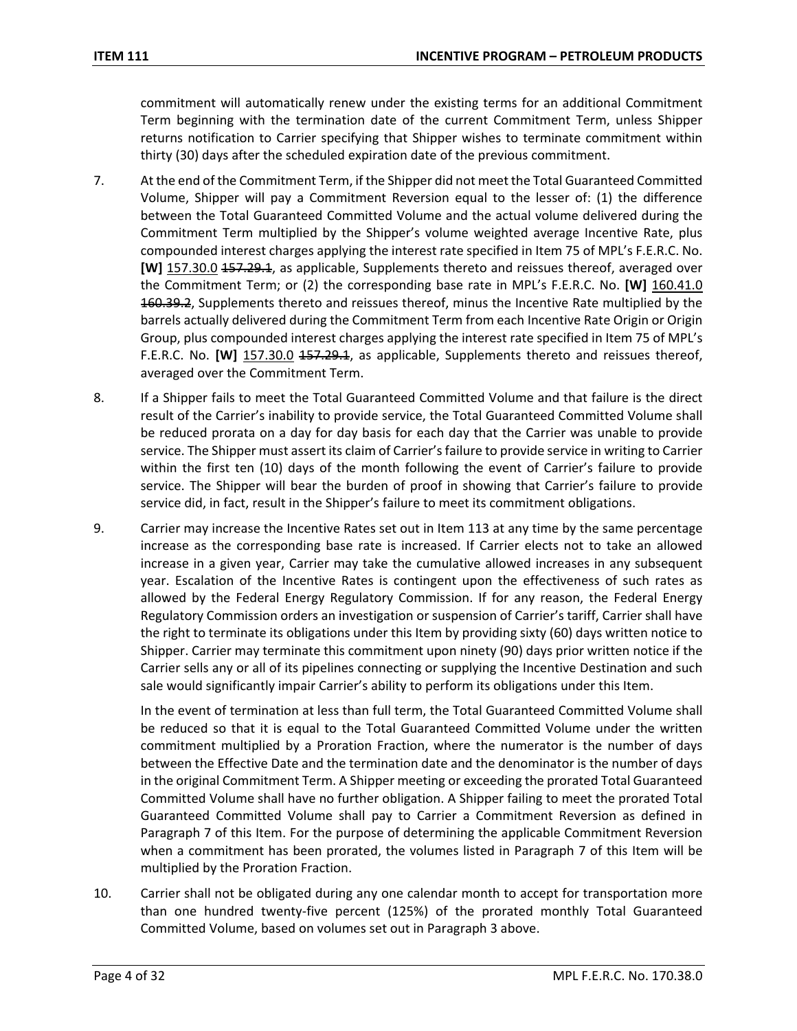commitment will automatically renew under the existing terms for an additional Commitment Term beginning with the termination date of the current Commitment Term, unless Shipper returns notification to Carrier specifying that Shipper wishes to terminate commitment within thirty (30) days after the scheduled expiration date of the previous commitment.

7. At the end of the Commitment Term, if the Shipper did not meet the Total Guaranteed Committed Volume, Shipper will pay a Commitment Reversion equal to the lesser of: (1) the difference between the Total Guaranteed Committed Volume and the actual volume delivered during the Commitment Term multiplied by the Shipper's volume weighted average Incentive Rate, plus compounded interest charges applying the interest rate specified in Item 75 of MPL's F.E.R.C. No. **[W]** 157.30.0 ~~157.29.1~~, as applicable, Supplements thereto and reissues thereof, averaged over the Commitment Term; or (2) the corresponding base rate in MPL's F.E.R.C. No. **[W]** 160.41.0 ~~160.39.2~~, Supplements thereto and reissues thereof, minus the Incentive Rate multiplied by the barrels actually delivered during the Commitment Term from each Incentive Rate Origin or Origin Group, plus compounded interest charges applying the interest rate specified in Item 75 of MPL's F.E.R.C. No. **[W]** 157.30.0 ~~157.29.1~~, as applicable, Supplements thereto and reissues thereof, averaged over the Commitment Term.

8. If a Shipper fails to meet the Total Guaranteed Committed Volume and that failure is the direct result of the Carrier's inability to provide service, the Total Guaranteed Committed Volume shall be reduced prorata on a day for day basis for each day that the Carrier was unable to provide service. The Shipper must assert its claim of Carrier's failure to provide service in writing to Carrier within the first ten (10) days of the month following the event of Carrier's failure to provide service. The Shipper will bear the burden of proof in showing that Carrier's failure to provide service did, in fact, result in the Shipper's failure to meet its commitment obligations.

9. Carrier may increase the Incentive Rates set out in Item 113 at any time by the same percentage increase as the corresponding base rate is increased. If Carrier elects not to take an allowed increase in a given year, Carrier may take the cumulative allowed increases in any subsequent year. Escalation of the Incentive Rates is contingent upon the effectiveness of such rates as allowed by the Federal Energy Regulatory Commission. If for any reason, the Federal Energy Regulatory Commission orders an investigation or suspension of Carrier's tariff, Carrier shall have the right to terminate its obligations under this Item by providing sixty (60) days written notice to Shipper. Carrier may terminate this commitment upon ninety (90) days prior written notice if the Carrier sells any or all of its pipelines connecting or supplying the Incentive Destination and such sale would significantly impair Carrier's ability to perform its obligations under this Item.

   In the event of termination at less than full term, the Total Guaranteed Committed Volume shall be reduced so that it is equal to the Total Guaranteed Committed Volume under the written commitment multiplied by a Proration Fraction, where the numerator is the number of days between the Effective Date and the termination date and the denominator is the number of days in the original Commitment Term. A Shipper meeting or exceeding the prorated Total Guaranteed Committed Volume shall have no further obligation. A Shipper failing to meet the prorated Total Guaranteed Committed Volume shall pay to Carrier a Commitment Reversion as defined in Paragraph 7 of this Item. For the purpose of determining the applicable Commitment Reversion when a commitment has been prorated, the volumes listed in Paragraph 7 of this Item will be multiplied by the Proration Fraction.

10. Carrier shall not be obligated during any one calendar month to accept for transportation more than one hundred twenty-five percent (125%) of the prorated monthly Total Guaranteed Committed Volume, based on volumes set out in Paragraph 3 above.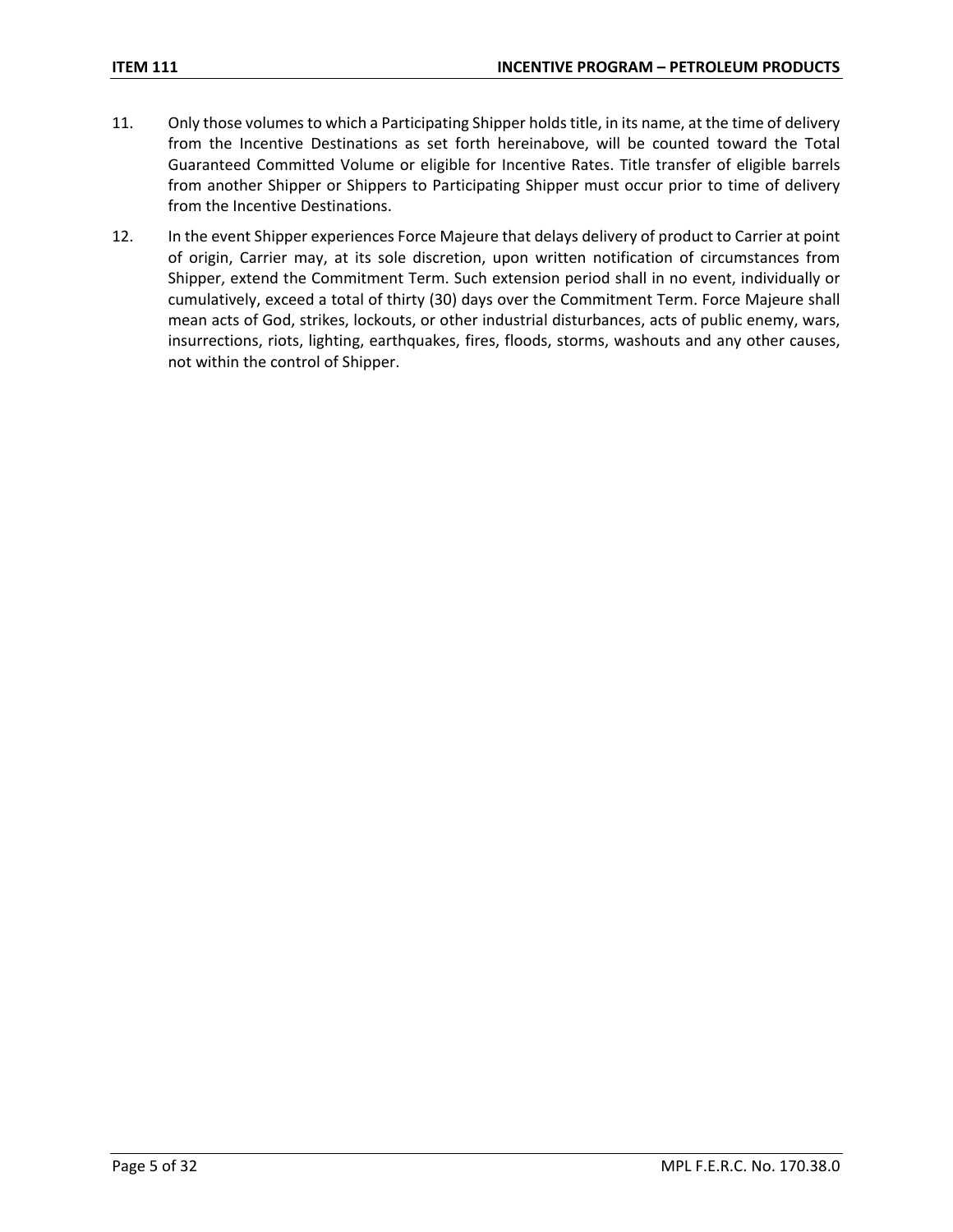11. Only those volumes to which a Participating Shipper holds title, in its name, at the time of delivery from the Incentive Destinations as set forth hereinabove, will be counted toward the Total Guaranteed Committed Volume or eligible for Incentive Rates. Title transfer of eligible barrels from another Shipper or Shippers to Participating Shipper must occur prior to time of delivery from the Incentive Destinations.

12. In the event Shipper experiences Force Majeure that delays delivery of product to Carrier at point of origin, Carrier may, at its sole discretion, upon written notification of circumstances from Shipper, extend the Commitment Term. Such extension period shall in no event, individually or cumulatively, exceed a total of thirty (30) days over the Commitment Term. Force Majeure shall mean acts of God, strikes, lockouts, or other industrial disturbances, acts of public enemy, wars, insurrections, riots, lighting, earthquakes, fires, floods, storms, washouts and any other causes, not within the control of Shipper.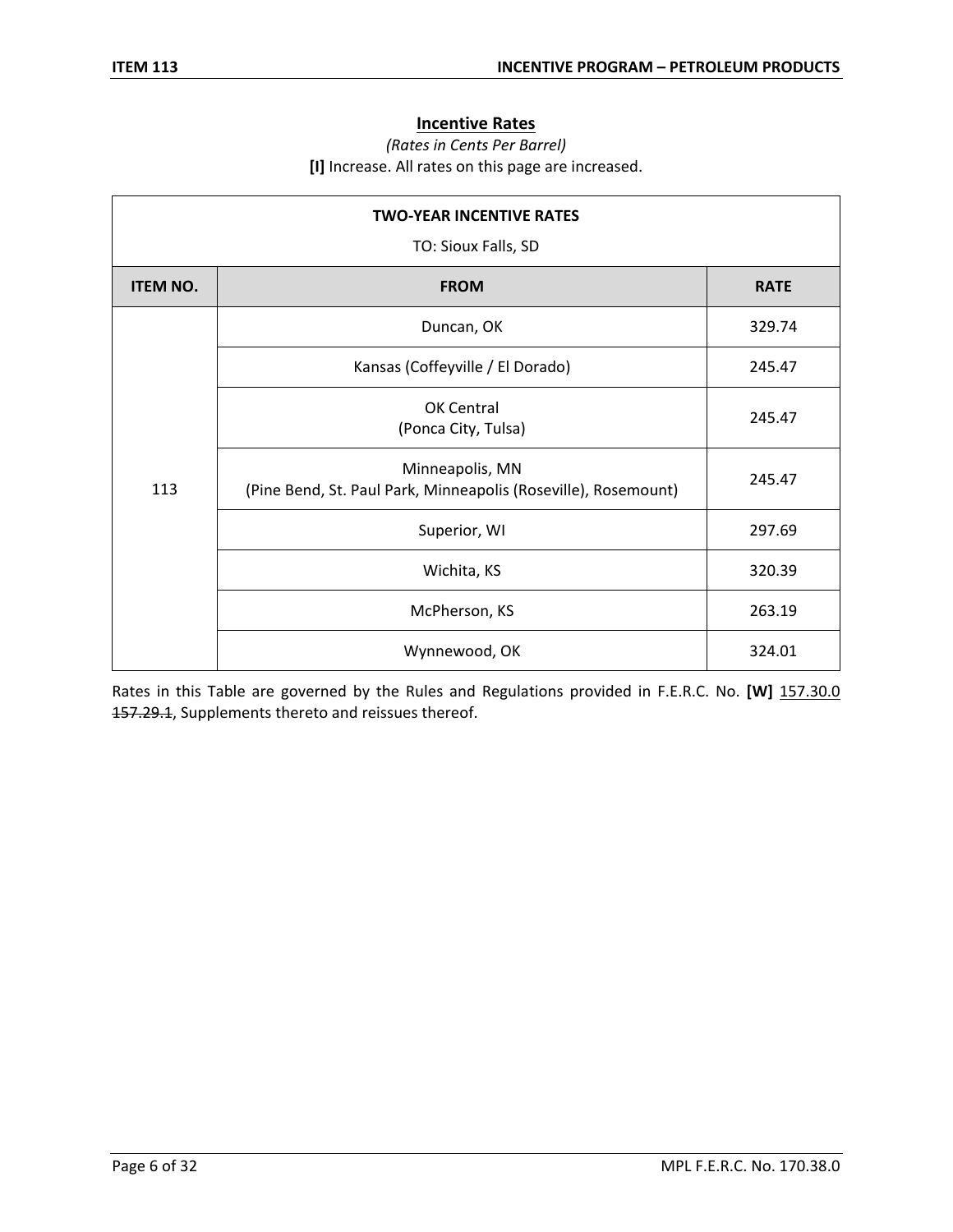## Incentive Rates

*(Rates in Cents Per Barrel)*

**[I]** Increase. All rates on this page are increased.

| TWO-YEAR INCENTIVE RATES<br>TO: Sioux Falls, SD | | |
|---|---|---|
| **ITEM NO.** | **FROM** | **RATE** |
| 113 | Duncan, OK | 329.74 |
| | Kansas (Coffeyville / El Dorado) | 245.47 |
| | OK Central<br>(Ponca City, Tulsa) | 245.47 |
| | Minneapolis, MN<br>(Pine Bend, St. Paul Park, Minneapolis (Roseville), Rosemount) | 245.47 |
| | Superior, WI | 297.69 |
| | Wichita, KS | 320.39 |
| | McPherson, KS | 263.19 |
| | Wynnewood, OK | 324.01 |

Rates in this Table are governed by the Rules and Regulations provided in F.E.R.C. No. **[W]** 157.30.0 ~~157.29.1~~, Supplements thereto and reissues thereof.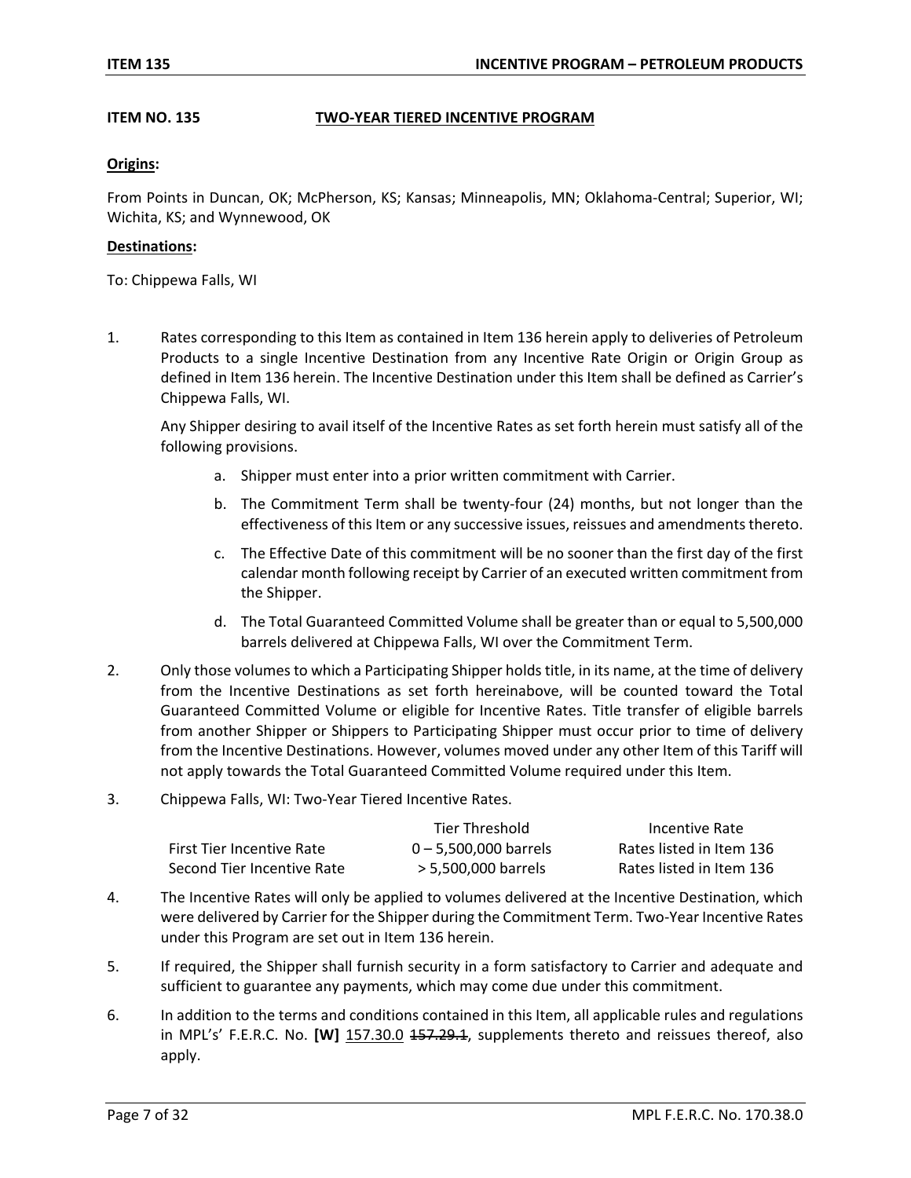**ITEM NO. 135 TWO-YEAR TIERED INCENTIVE PROGRAM**

**Origins:**

From Points in Duncan, OK; McPherson, KS; Kansas; Minneapolis, MN; Oklahoma-Central; Superior, WI; Wichita, KS; and Wynnewood, OK

**Destinations:**

To: Chippewa Falls, WI

1. Rates corresponding to this Item as contained in Item 136 herein apply to deliveries of Petroleum Products to a single Incentive Destination from any Incentive Rate Origin or Origin Group as defined in Item 136 herein. The Incentive Destination under this Item shall be defined as Carrier's Chippewa Falls, WI.

   Any Shipper desiring to avail itself of the Incentive Rates as set forth herein must satisfy all of the following provisions.

   a. Shipper must enter into a prior written commitment with Carrier.

   b. The Commitment Term shall be twenty-four (24) months, but not longer than the effectiveness of this Item or any successive issues, reissues and amendments thereto.

   c. The Effective Date of this commitment will be no sooner than the first day of the first calendar month following receipt by Carrier of an executed written commitment from the Shipper.

   d. The Total Guaranteed Committed Volume shall be greater than or equal to 5,500,000 barrels delivered at Chippewa Falls, WI over the Commitment Term.

2. Only those volumes to which a Participating Shipper holds title, in its name, at the time of delivery from the Incentive Destinations as set forth hereinabove, will be counted toward the Total Guaranteed Committed Volume or eligible for Incentive Rates. Title transfer of eligible barrels from another Shipper or Shippers to Participating Shipper must occur prior to time of delivery from the Incentive Destinations. However, volumes moved under any other Item of this Tariff will not apply towards the Total Guaranteed Committed Volume required under this Item.

3. Chippewa Falls, WI: Two-Year Tiered Incentive Rates.

| | Tier Threshold | Incentive Rate |
|---|---|---|
| First Tier Incentive Rate | 0 – 5,500,000 barrels | Rates listed in Item 136 |
| Second Tier Incentive Rate | > 5,500,000 barrels | Rates listed in Item 136 |

4. The Incentive Rates will only be applied to volumes delivered at the Incentive Destination, which were delivered by Carrier for the Shipper during the Commitment Term. Two-Year Incentive Rates under this Program are set out in Item 136 herein.

5. If required, the Shipper shall furnish security in a form satisfactory to Carrier and adequate and sufficient to guarantee any payments, which may come due under this commitment.

6. In addition to the terms and conditions contained in this Item, all applicable rules and regulations in MPL's' F.E.R.C. No. **[W]** 157.30.0 ~~157.29.1~~, supplements thereto and reissues thereof, also apply.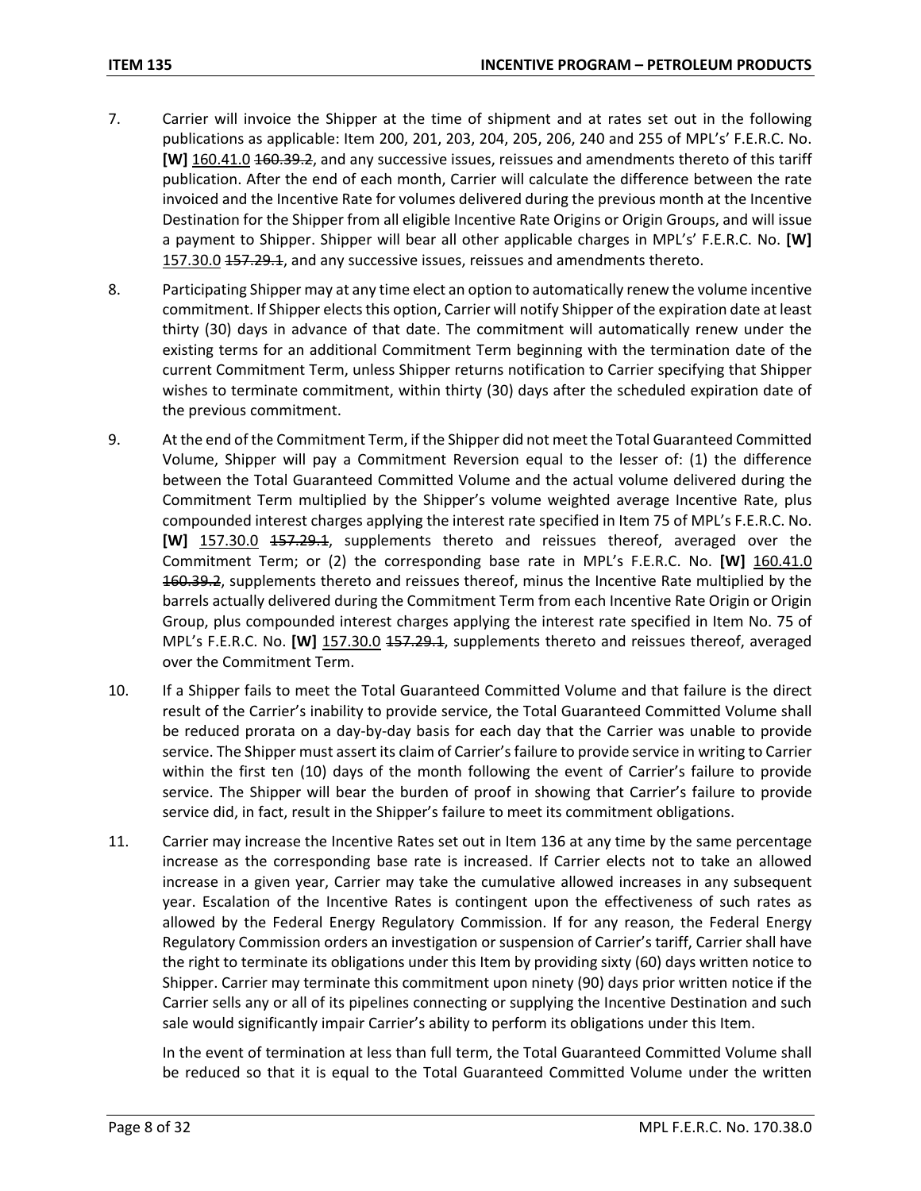7. Carrier will invoice the Shipper at the time of shipment and at rates set out in the following publications as applicable: Item 200, 201, 203, 204, 205, 206, 240 and 255 of MPL's' F.E.R.C. No. **[W]** 160.41.0 ~~160.39.2~~, and any successive issues, reissues and amendments thereto of this tariff publication. After the end of each month, Carrier will calculate the difference between the rate invoiced and the Incentive Rate for volumes delivered during the previous month at the Incentive Destination for the Shipper from all eligible Incentive Rate Origins or Origin Groups, and will issue a payment to Shipper. Shipper will bear all other applicable charges in MPL's' F.E.R.C. No. **[W]** 157.30.0 ~~157.29.1~~, and any successive issues, reissues and amendments thereto.

8. Participating Shipper may at any time elect an option to automatically renew the volume incentive commitment. If Shipper elects this option, Carrier will notify Shipper of the expiration date at least thirty (30) days in advance of that date. The commitment will automatically renew under the existing terms for an additional Commitment Term beginning with the termination date of the current Commitment Term, unless Shipper returns notification to Carrier specifying that Shipper wishes to terminate commitment, within thirty (30) days after the scheduled expiration date of the previous commitment.

9. At the end of the Commitment Term, if the Shipper did not meet the Total Guaranteed Committed Volume, Shipper will pay a Commitment Reversion equal to the lesser of: (1) the difference between the Total Guaranteed Committed Volume and the actual volume delivered during the Commitment Term multiplied by the Shipper's volume weighted average Incentive Rate, plus compounded interest charges applying the interest rate specified in Item 75 of MPL's F.E.R.C. No. **[W]** 157.30.0 ~~157.29.1~~, supplements thereto and reissues thereof, averaged over the Commitment Term; or (2) the corresponding base rate in MPL's F.E.R.C. No. **[W]** 160.41.0 ~~160.39.2~~, supplements thereto and reissues thereof, minus the Incentive Rate multiplied by the barrels actually delivered during the Commitment Term from each Incentive Rate Origin or Origin Group, plus compounded interest charges applying the interest rate specified in Item No. 75 of MPL's F.E.R.C. No. **[W]** 157.30.0 ~~157.29.1~~, supplements thereto and reissues thereof, averaged over the Commitment Term.

10. If a Shipper fails to meet the Total Guaranteed Committed Volume and that failure is the direct result of the Carrier's inability to provide service, the Total Guaranteed Committed Volume shall be reduced prorata on a day-by-day basis for each day that the Carrier was unable to provide service. The Shipper must assert its claim of Carrier's failure to provide service in writing to Carrier within the first ten (10) days of the month following the event of Carrier's failure to provide service. The Shipper will bear the burden of proof in showing that Carrier's failure to provide service did, in fact, result in the Shipper's failure to meet its commitment obligations.

11. Carrier may increase the Incentive Rates set out in Item 136 at any time by the same percentage increase as the corresponding base rate is increased. If Carrier elects not to take an allowed increase in a given year, Carrier may take the cumulative allowed increases in any subsequent year. Escalation of the Incentive Rates is contingent upon the effectiveness of such rates as allowed by the Federal Energy Regulatory Commission. If for any reason, the Federal Energy Regulatory Commission orders an investigation or suspension of Carrier's tariff, Carrier shall have the right to terminate its obligations under this Item by providing sixty (60) days written notice to Shipper. Carrier may terminate this commitment upon ninety (90) days prior written notice if the Carrier sells any or all of its pipelines connecting or supplying the Incentive Destination and such sale would significantly impair Carrier's ability to perform its obligations under this Item.

    In the event of termination at less than full term, the Total Guaranteed Committed Volume shall be reduced so that it is equal to the Total Guaranteed Committed Volume under the written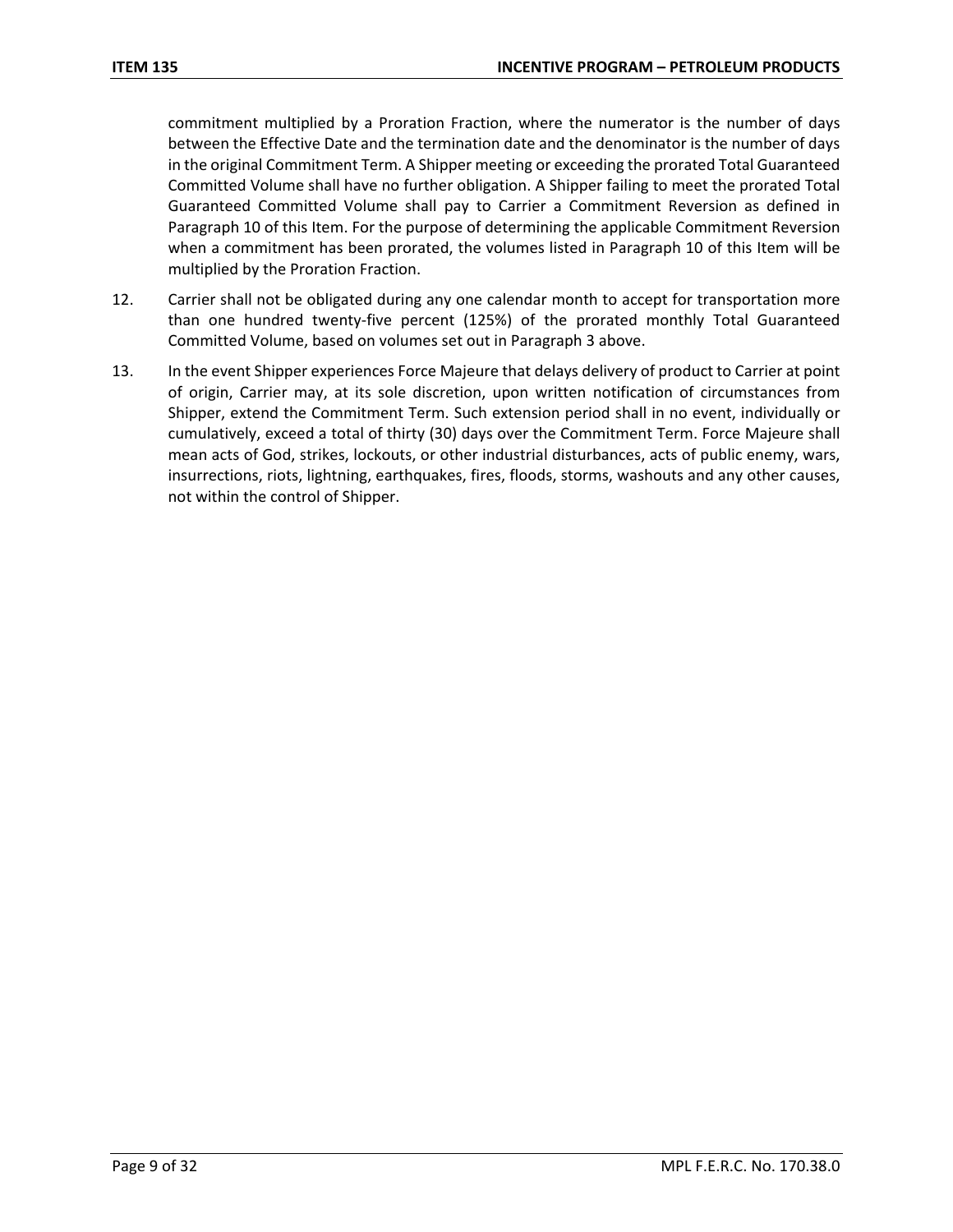commitment multiplied by a Proration Fraction, where the numerator is the number of days between the Effective Date and the termination date and the denominator is the number of days in the original Commitment Term. A Shipper meeting or exceeding the prorated Total Guaranteed Committed Volume shall have no further obligation. A Shipper failing to meet the prorated Total Guaranteed Committed Volume shall pay to Carrier a Commitment Reversion as defined in Paragraph 10 of this Item. For the purpose of determining the applicable Commitment Reversion when a commitment has been prorated, the volumes listed in Paragraph 10 of this Item will be multiplied by the Proration Fraction.

12. Carrier shall not be obligated during any one calendar month to accept for transportation more than one hundred twenty-five percent (125%) of the prorated monthly Total Guaranteed Committed Volume, based on volumes set out in Paragraph 3 above.

13. In the event Shipper experiences Force Majeure that delays delivery of product to Carrier at point of origin, Carrier may, at its sole discretion, upon written notification of circumstances from Shipper, extend the Commitment Term. Such extension period shall in no event, individually or cumulatively, exceed a total of thirty (30) days over the Commitment Term. Force Majeure shall mean acts of God, strikes, lockouts, or other industrial disturbances, acts of public enemy, wars, insurrections, riots, lightning, earthquakes, fires, floods, storms, washouts and any other causes, not within the control of Shipper.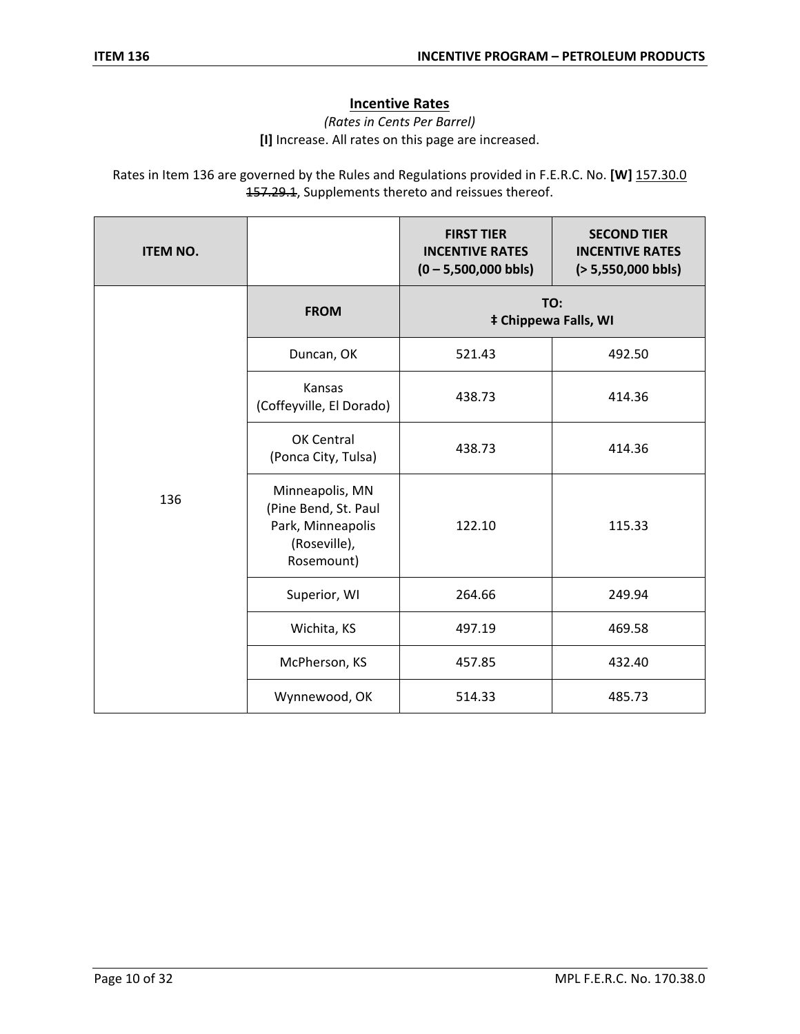## Incentive Rates

*(Rates in Cents Per Barrel)*

**[I]** Increase. All rates on this page are increased.

Rates in Item 136 are governed by the Rules and Regulations provided in F.E.R.C. No. **[W]** 157.30.0 ~~157.29.1~~, Supplements thereto and reissues thereof.

| ITEM NO. | | FIRST TIER INCENTIVE RATES (0 – 5,500,000 bbls) | SECOND TIER INCENTIVE RATES (> 5,550,000 bbls) |
|---|---|---|---|
| 136 | **FROM** | **TO: ‡ Chippewa Falls, WI** | |
| | Duncan, OK | 521.43 | 492.50 |
| | Kansas (Coffeyville, El Dorado) | 438.73 | 414.36 |
| | OK Central (Ponca City, Tulsa) | 438.73 | 414.36 |
| | Minneapolis, MN (Pine Bend, St. Paul Park, Minneapolis (Roseville), Rosemount) | 122.10 | 115.33 |
| | Superior, WI | 264.66 | 249.94 |
| | Wichita, KS | 497.19 | 469.58 |
| | McPherson, KS | 457.85 | 432.40 |
| | Wynnewood, OK | 514.33 | 485.73 |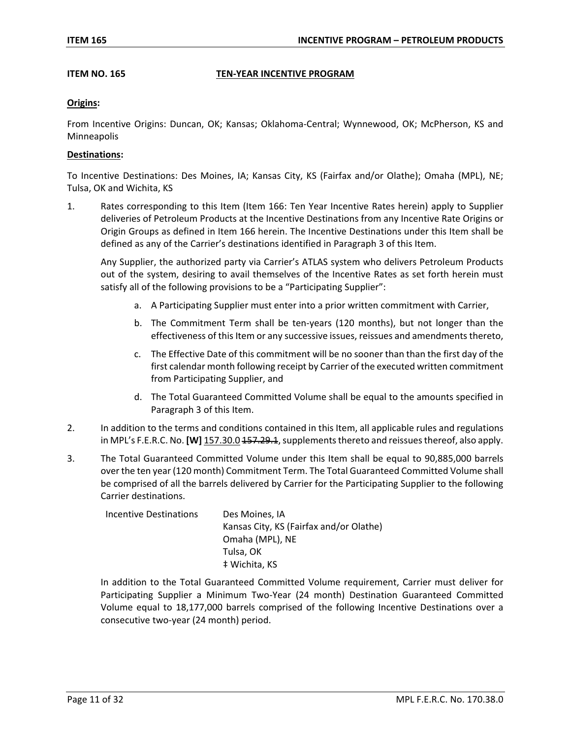**ITEM NO. 165** **TEN-YEAR INCENTIVE PROGRAM**

**Origins:**

From Incentive Origins: Duncan, OK; Kansas; Oklahoma-Central; Wynnewood, OK; McPherson, KS and Minneapolis

**Destinations:**

To Incentive Destinations: Des Moines, IA; Kansas City, KS (Fairfax and/or Olathe); Omaha (MPL), NE; Tulsa, OK and Wichita, KS

1. Rates corresponding to this Item (Item 166: Ten Year Incentive Rates herein) apply to Supplier deliveries of Petroleum Products at the Incentive Destinations from any Incentive Rate Origins or Origin Groups as defined in Item 166 herein. The Incentive Destinations under this Item shall be defined as any of the Carrier's destinations identified in Paragraph 3 of this Item.

   Any Supplier, the authorized party via Carrier's ATLAS system who delivers Petroleum Products out of the system, desiring to avail themselves of the Incentive Rates as set forth herein must satisfy all of the following provisions to be a "Participating Supplier":

   a. A Participating Supplier must enter into a prior written commitment with Carrier,

   b. The Commitment Term shall be ten-years (120 months), but not longer than the effectiveness of this Item or any successive issues, reissues and amendments thereto,

   c. The Effective Date of this commitment will be no sooner than than the first day of the first calendar month following receipt by Carrier of the executed written commitment from Participating Supplier, and

   d. The Total Guaranteed Committed Volume shall be equal to the amounts specified in Paragraph 3 of this Item.

2. In addition to the terms and conditions contained in this Item, all applicable rules and regulations in MPL's F.E.R.C. No. **[W]** 157.30.0 ~~157.29.1~~, supplements thereto and reissues thereof, also apply.

3. The Total Guaranteed Committed Volume under this Item shall be equal to 90,885,000 barrels over the ten year (120 month) Commitment Term. The Total Guaranteed Committed Volume shall be comprised of all the barrels delivered by Carrier for the Participating Supplier to the following Carrier destinations.

   | Incentive Destinations | Des Moines, IA |
   |---|---|
   | | Kansas City, KS (Fairfax and/or Olathe) |
   | | Omaha (MPL), NE |
   | | Tulsa, OK |
   | | ‡ Wichita, KS |

   In addition to the Total Guaranteed Committed Volume requirement, Carrier must deliver for Participating Supplier a Minimum Two-Year (24 month) Destination Guaranteed Committed Volume equal to 18,177,000 barrels comprised of the following Incentive Destinations over a consecutive two-year (24 month) period.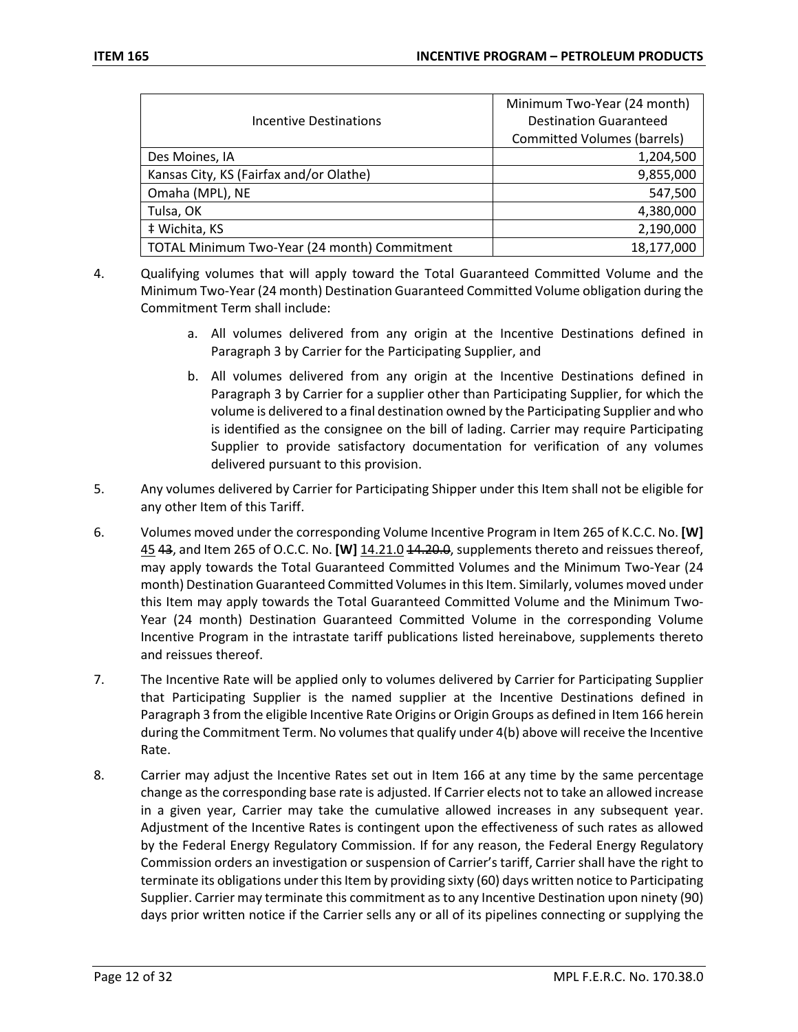| Incentive Destinations | Minimum Two-Year (24 month) Destination Guaranteed Committed Volumes (barrels) |
|---|---|
| Des Moines, IA | 1,204,500 |
| Kansas City, KS (Fairfax and/or Olathe) | 9,855,000 |
| Omaha (MPL), NE | 547,500 |
| Tulsa, OK | 4,380,000 |
| ‡ Wichita, KS | 2,190,000 |
| TOTAL Minimum Two-Year (24 month) Commitment | 18,177,000 |

4. Qualifying volumes that will apply toward the Total Guaranteed Committed Volume and the Minimum Two-Year (24 month) Destination Guaranteed Committed Volume obligation during the Commitment Term shall include:

   a. All volumes delivered from any origin at the Incentive Destinations defined in Paragraph 3 by Carrier for the Participating Supplier, and

   b. All volumes delivered from any origin at the Incentive Destinations defined in Paragraph 3 by Carrier for a supplier other than Participating Supplier, for which the volume is delivered to a final destination owned by the Participating Supplier and who is identified as the consignee on the bill of lading. Carrier may require Participating Supplier to provide satisfactory documentation for verification of any volumes delivered pursuant to this provision.

5. Any volumes delivered by Carrier for Participating Shipper under this Item shall not be eligible for any other Item of this Tariff.

6. Volumes moved under the corresponding Volume Incentive Program in Item 265 of K.C.C. No. **[W]** 45 ~~43~~, and Item 265 of O.C.C. No. **[W]** 14.21.0 ~~14.20.0~~, supplements thereto and reissues thereof, may apply towards the Total Guaranteed Committed Volumes and the Minimum Two-Year (24 month) Destination Guaranteed Committed Volumes in this Item. Similarly, volumes moved under this Item may apply towards the Total Guaranteed Committed Volume and the Minimum Two-Year (24 month) Destination Guaranteed Committed Volume in the corresponding Volume Incentive Program in the intrastate tariff publications listed hereinabove, supplements thereto and reissues thereof.

7. The Incentive Rate will be applied only to volumes delivered by Carrier for Participating Supplier that Participating Supplier is the named supplier at the Incentive Destinations defined in Paragraph 3 from the eligible Incentive Rate Origins or Origin Groups as defined in Item 166 herein during the Commitment Term. No volumes that qualify under 4(b) above will receive the Incentive Rate.

8. Carrier may adjust the Incentive Rates set out in Item 166 at any time by the same percentage change as the corresponding base rate is adjusted. If Carrier elects not to take an allowed increase in a given year, Carrier may take the cumulative allowed increases in any subsequent year. Adjustment of the Incentive Rates is contingent upon the effectiveness of such rates as allowed by the Federal Energy Regulatory Commission. If for any reason, the Federal Energy Regulatory Commission orders an investigation or suspension of Carrier's tariff, Carrier shall have the right to terminate its obligations under this Item by providing sixty (60) days written notice to Participating Supplier. Carrier may terminate this commitment as to any Incentive Destination upon ninety (90) days prior written notice if the Carrier sells any or all of its pipelines connecting or supplying the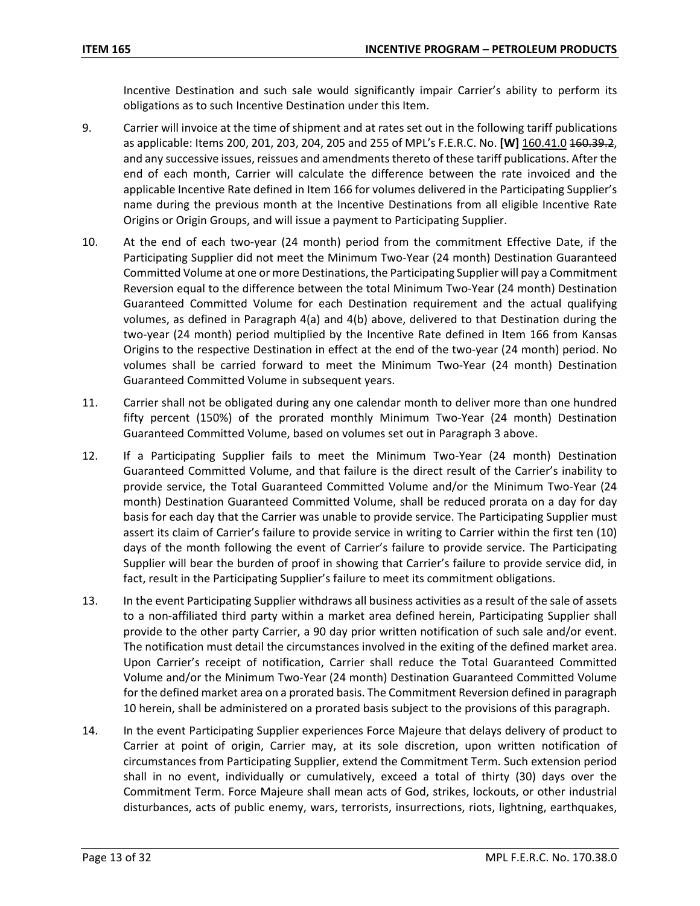Incentive Destination and such sale would significantly impair Carrier's ability to perform its obligations as to such Incentive Destination under this Item.

9. Carrier will invoice at the time of shipment and at rates set out in the following tariff publications as applicable: Items 200, 201, 203, 204, 205 and 255 of MPL's F.E.R.C. No. **[W]** <u>160.41.0</u> ~~160.39.2~~, and any successive issues, reissues and amendments thereto of these tariff publications. After the end of each month, Carrier will calculate the difference between the rate invoiced and the applicable Incentive Rate defined in Item 166 for volumes delivered in the Participating Supplier's name during the previous month at the Incentive Destinations from all eligible Incentive Rate Origins or Origin Groups, and will issue a payment to Participating Supplier.

10. At the end of each two-year (24 month) period from the commitment Effective Date, if the Participating Supplier did not meet the Minimum Two-Year (24 month) Destination Guaranteed Committed Volume at one or more Destinations, the Participating Supplier will pay a Commitment Reversion equal to the difference between the total Minimum Two-Year (24 month) Destination Guaranteed Committed Volume for each Destination requirement and the actual qualifying volumes, as defined in Paragraph 4(a) and 4(b) above, delivered to that Destination during the two-year (24 month) period multiplied by the Incentive Rate defined in Item 166 from Kansas Origins to the respective Destination in effect at the end of the two-year (24 month) period. No volumes shall be carried forward to meet the Minimum Two-Year (24 month) Destination Guaranteed Committed Volume in subsequent years.

11. Carrier shall not be obligated during any one calendar month to deliver more than one hundred fifty percent (150%) of the prorated monthly Minimum Two-Year (24 month) Destination Guaranteed Committed Volume, based on volumes set out in Paragraph 3 above.

12. If a Participating Supplier fails to meet the Minimum Two-Year (24 month) Destination Guaranteed Committed Volume, and that failure is the direct result of the Carrier's inability to provide service, the Total Guaranteed Committed Volume and/or the Minimum Two-Year (24 month) Destination Guaranteed Committed Volume, shall be reduced prorata on a day for day basis for each day that the Carrier was unable to provide service. The Participating Supplier must assert its claim of Carrier's failure to provide service in writing to Carrier within the first ten (10) days of the month following the event of Carrier's failure to provide service. The Participating Supplier will bear the burden of proof in showing that Carrier's failure to provide service did, in fact, result in the Participating Supplier's failure to meet its commitment obligations.

13. In the event Participating Supplier withdraws all business activities as a result of the sale of assets to a non-affiliated third party within a market area defined herein, Participating Supplier shall provide to the other party Carrier, a 90 day prior written notification of such sale and/or event. The notification must detail the circumstances involved in the exiting of the defined market area. Upon Carrier's receipt of notification, Carrier shall reduce the Total Guaranteed Committed Volume and/or the Minimum Two-Year (24 month) Destination Guaranteed Committed Volume for the defined market area on a prorated basis. The Commitment Reversion defined in paragraph 10 herein, shall be administered on a prorated basis subject to the provisions of this paragraph.

14. In the event Participating Supplier experiences Force Majeure that delays delivery of product to Carrier at point of origin, Carrier may, at its sole discretion, upon written notification of circumstances from Participating Supplier, extend the Commitment Term. Such extension period shall in no event, individually or cumulatively, exceed a total of thirty (30) days over the Commitment Term. Force Majeure shall mean acts of God, strikes, lockouts, or other industrial disturbances, acts of public enemy, wars, terrorists, insurrections, riots, lightning, earthquakes,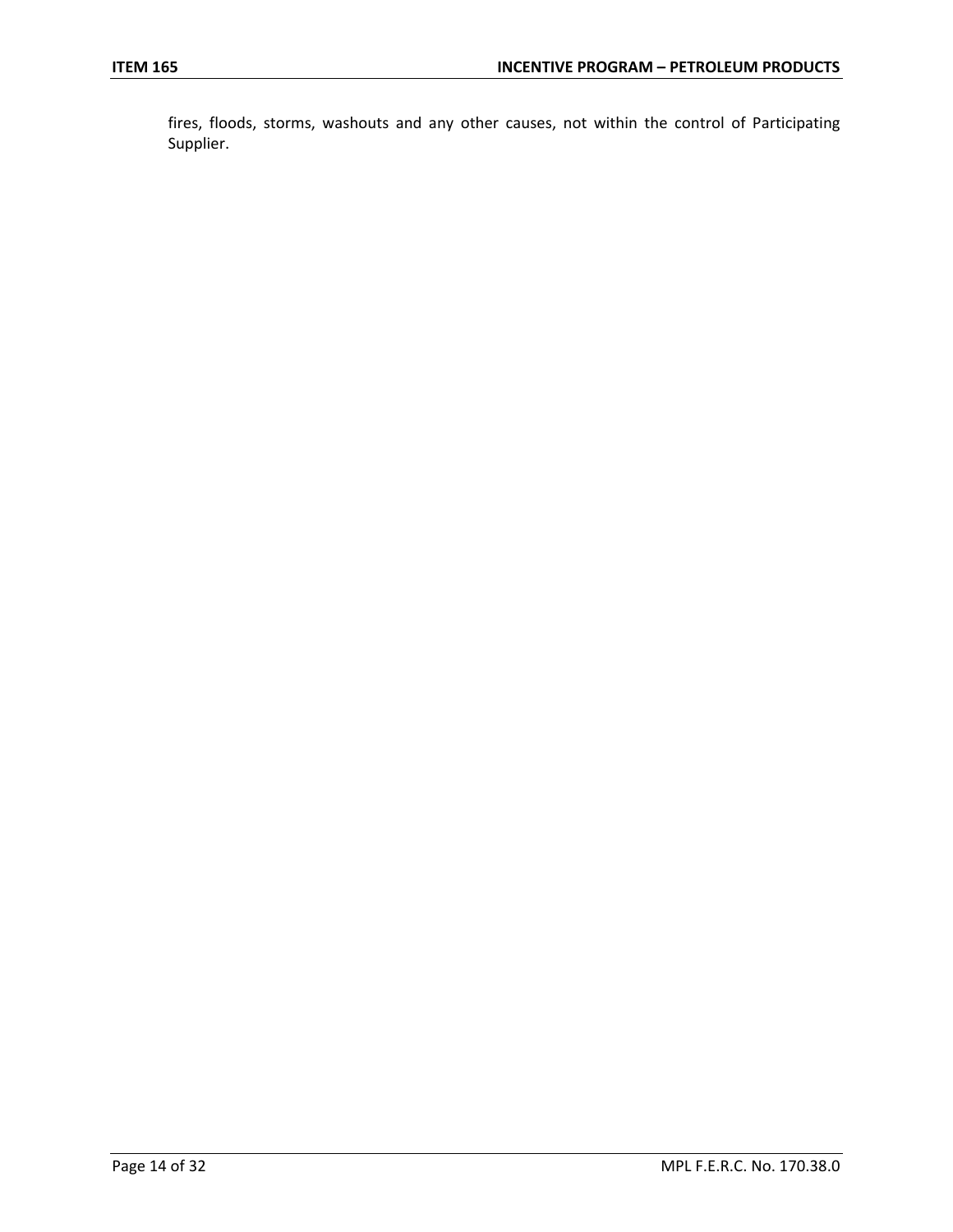fires, floods, storms, washouts and any other causes, not within the control of Participating Supplier.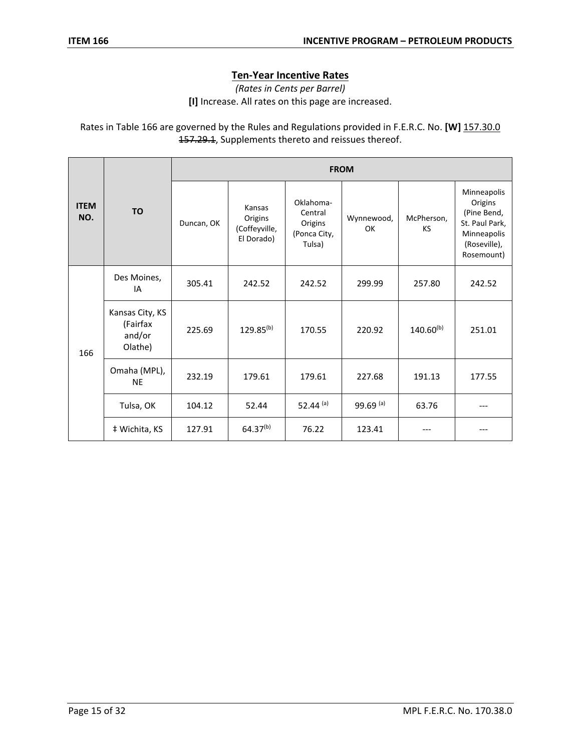## Ten-Year Incentive Rates

*(Rates in Cents per Barrel)*

**[I]** Increase. All rates on this page are increased.

Rates in Table 166 are governed by the Rules and Regulations provided in F.E.R.C. No. **[W]** 157.30.0 ~~157.29.1~~, Supplements thereto and reissues thereof.

| ITEM NO. | TO | FROM | | | | | |
|---|---|---|---|---|---|---|---|
| | | Duncan, OK | Kansas Origins (Coffeyville, El Dorado) | Oklahoma-Central Origins (Ponca City, Tulsa) | Wynnewood, OK | McPherson, KS | Minneapolis Origins (Pine Bend, St. Paul Park, Minneapolis (Roseville), Rosemount) |
| 166 | Des Moines, IA | 305.41 | 242.52 | 242.52 | 299.99 | 257.80 | 242.52 |
| | Kansas City, KS (Fairfax and/or Olathe) | 225.69 | 129.85 (b) | 170.55 | 220.92 | 140.60 (b) | 251.01 |
| | Omaha (MPL), NE | 232.19 | 179.61 | 179.61 | 227.68 | 191.13 | 177.55 |
| | Tulsa, OK | 104.12 | 52.44 | 52.44 (a) | 99.69 (a) | 63.76 | --- |
| | ‡ Wichita, KS | 127.91 | 64.37 (b) | 76.22 | 123.41 | --- | --- |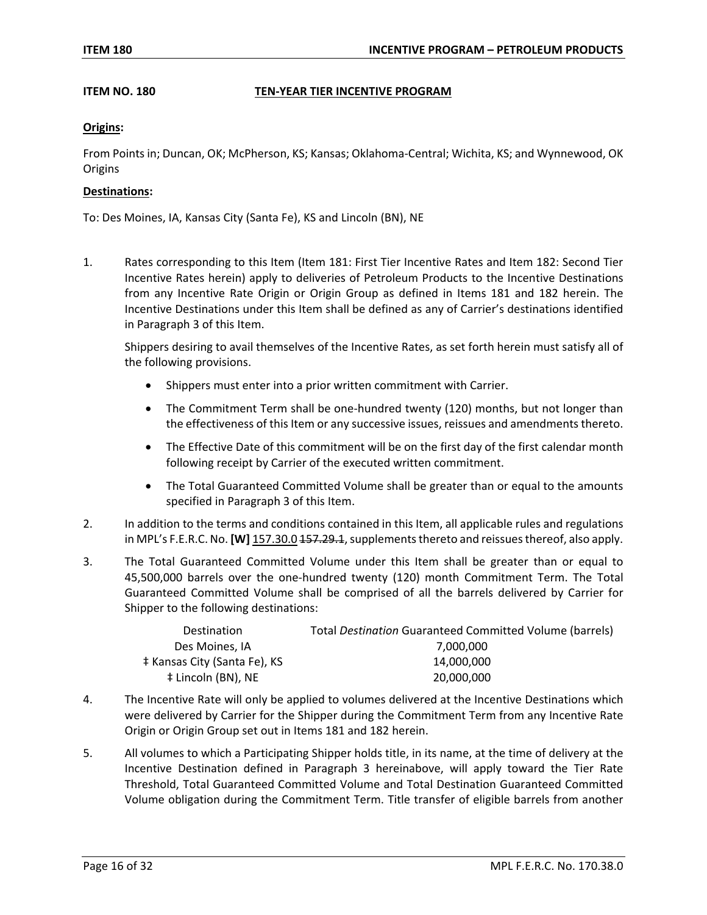**ITEM NO. 180** **TEN-YEAR TIER INCENTIVE PROGRAM**

**Origins:**

From Points in; Duncan, OK; McPherson, KS; Kansas; Oklahoma-Central; Wichita, KS; and Wynnewood, OK Origins

**Destinations:**

To: Des Moines, IA, Kansas City (Santa Fe), KS and Lincoln (BN), NE

1. Rates corresponding to this Item (Item 181: First Tier Incentive Rates and Item 182: Second Tier Incentive Rates herein) apply to deliveries of Petroleum Products to the Incentive Destinations from any Incentive Rate Origin or Origin Group as defined in Items 181 and 182 herein. The Incentive Destinations under this Item shall be defined as any of Carrier's destinations identified in Paragraph 3 of this Item.

   Shippers desiring to avail themselves of the Incentive Rates, as set forth herein must satisfy all of the following provisions.

   - Shippers must enter into a prior written commitment with Carrier.
   - The Commitment Term shall be one-hundred twenty (120) months, but not longer than the effectiveness of this Item or any successive issues, reissues and amendments thereto.
   - The Effective Date of this commitment will be on the first day of the first calendar month following receipt by Carrier of the executed written commitment.
   - The Total Guaranteed Committed Volume shall be greater than or equal to the amounts specified in Paragraph 3 of this Item.

2. In addition to the terms and conditions contained in this Item, all applicable rules and regulations in MPL's F.E.R.C. No. **[W]** 157.30.0 ~~157.29.1~~, supplements thereto and reissues thereof, also apply.

3. The Total Guaranteed Committed Volume under this Item shall be greater than or equal to 45,500,000 barrels over the one-hundred twenty (120) month Commitment Term. The Total Guaranteed Committed Volume shall be comprised of all the barrels delivered by Carrier for Shipper to the following destinations:

| Destination | Total *Destination* Guaranteed Committed Volume (barrels) |
|---|---|
| Des Moines, IA | 7,000,000 |
| ‡ Kansas City (Santa Fe), KS | 14,000,000 |
| ‡ Lincoln (BN), NE | 20,000,000 |

4. The Incentive Rate will only be applied to volumes delivered at the Incentive Destinations which were delivered by Carrier for the Shipper during the Commitment Term from any Incentive Rate Origin or Origin Group set out in Items 181 and 182 herein.

5. All volumes to which a Participating Shipper holds title, in its name, at the time of delivery at the Incentive Destination defined in Paragraph 3 hereinabove, will apply toward the Tier Rate Threshold, Total Guaranteed Committed Volume and Total Destination Guaranteed Committed Volume obligation during the Commitment Term. Title transfer of eligible barrels from another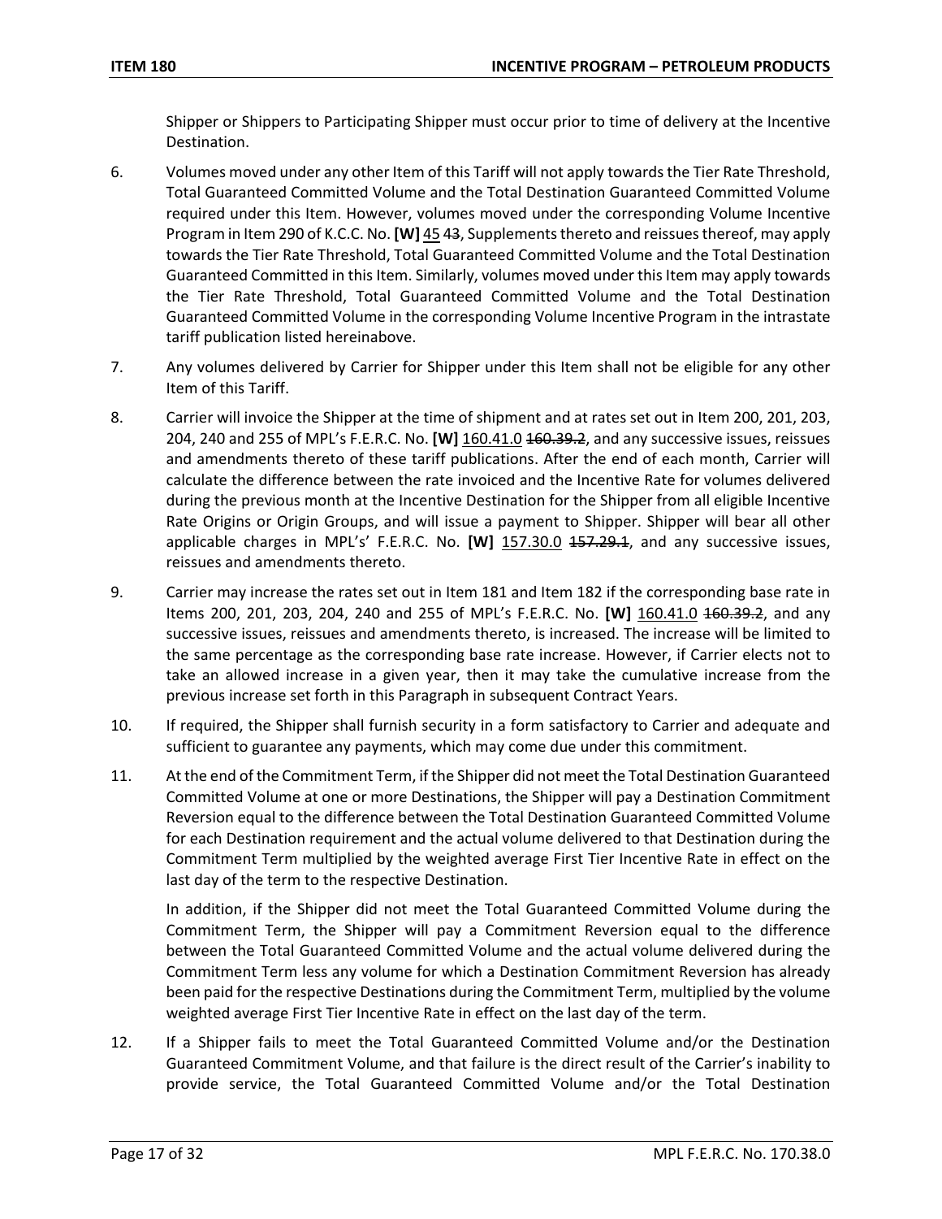Shipper or Shippers to Participating Shipper must occur prior to time of delivery at the Incentive Destination.

6. Volumes moved under any other Item of this Tariff will not apply towards the Tier Rate Threshold, Total Guaranteed Committed Volume and the Total Destination Guaranteed Committed Volume required under this Item. However, volumes moved under the corresponding Volume Incentive Program in Item 290 of K.C.C. No. **[W]** 45 ~~43~~, Supplements thereto and reissues thereof, may apply towards the Tier Rate Threshold, Total Guaranteed Committed Volume and the Total Destination Guaranteed Committed in this Item. Similarly, volumes moved under this Item may apply towards the Tier Rate Threshold, Total Guaranteed Committed Volume and the Total Destination Guaranteed Committed Volume in the corresponding Volume Incentive Program in the intrastate tariff publication listed hereinabove.

7. Any volumes delivered by Carrier for Shipper under this Item shall not be eligible for any other Item of this Tariff.

8. Carrier will invoice the Shipper at the time of shipment and at rates set out in Item 200, 201, 203, 204, 240 and 255 of MPL's F.E.R.C. No. **[W]** 160.41.0 ~~160.39.2~~, and any successive issues, reissues and amendments thereto of these tariff publications. After the end of each month, Carrier will calculate the difference between the rate invoiced and the Incentive Rate for volumes delivered during the previous month at the Incentive Destination for the Shipper from all eligible Incentive Rate Origins or Origin Groups, and will issue a payment to Shipper. Shipper will bear all other applicable charges in MPL's' F.E.R.C. No. **[W]** 157.30.0 ~~157.29.1~~, and any successive issues, reissues and amendments thereto.

9. Carrier may increase the rates set out in Item 181 and Item 182 if the corresponding base rate in Items 200, 201, 203, 204, 240 and 255 of MPL's F.E.R.C. No. **[W]** 160.41.0 ~~160.39.2~~, and any successive issues, reissues and amendments thereto, is increased. The increase will be limited to the same percentage as the corresponding base rate increase. However, if Carrier elects not to take an allowed increase in a given year, then it may take the cumulative increase from the previous increase set forth in this Paragraph in subsequent Contract Years.

10. If required, the Shipper shall furnish security in a form satisfactory to Carrier and adequate and sufficient to guarantee any payments, which may come due under this commitment.

11. At the end of the Commitment Term, if the Shipper did not meet the Total Destination Guaranteed Committed Volume at one or more Destinations, the Shipper will pay a Destination Commitment Reversion equal to the difference between the Total Destination Guaranteed Committed Volume for each Destination requirement and the actual volume delivered to that Destination during the Commitment Term multiplied by the weighted average First Tier Incentive Rate in effect on the last day of the term to the respective Destination.

    In addition, if the Shipper did not meet the Total Guaranteed Committed Volume during the Commitment Term, the Shipper will pay a Commitment Reversion equal to the difference between the Total Guaranteed Committed Volume and the actual volume delivered during the Commitment Term less any volume for which a Destination Commitment Reversion has already been paid for the respective Destinations during the Commitment Term, multiplied by the volume weighted average First Tier Incentive Rate in effect on the last day of the term.

12. If a Shipper fails to meet the Total Guaranteed Committed Volume and/or the Destination Guaranteed Commitment Volume, and that failure is the direct result of the Carrier's inability to provide service, the Total Guaranteed Committed Volume and/or the Total Destination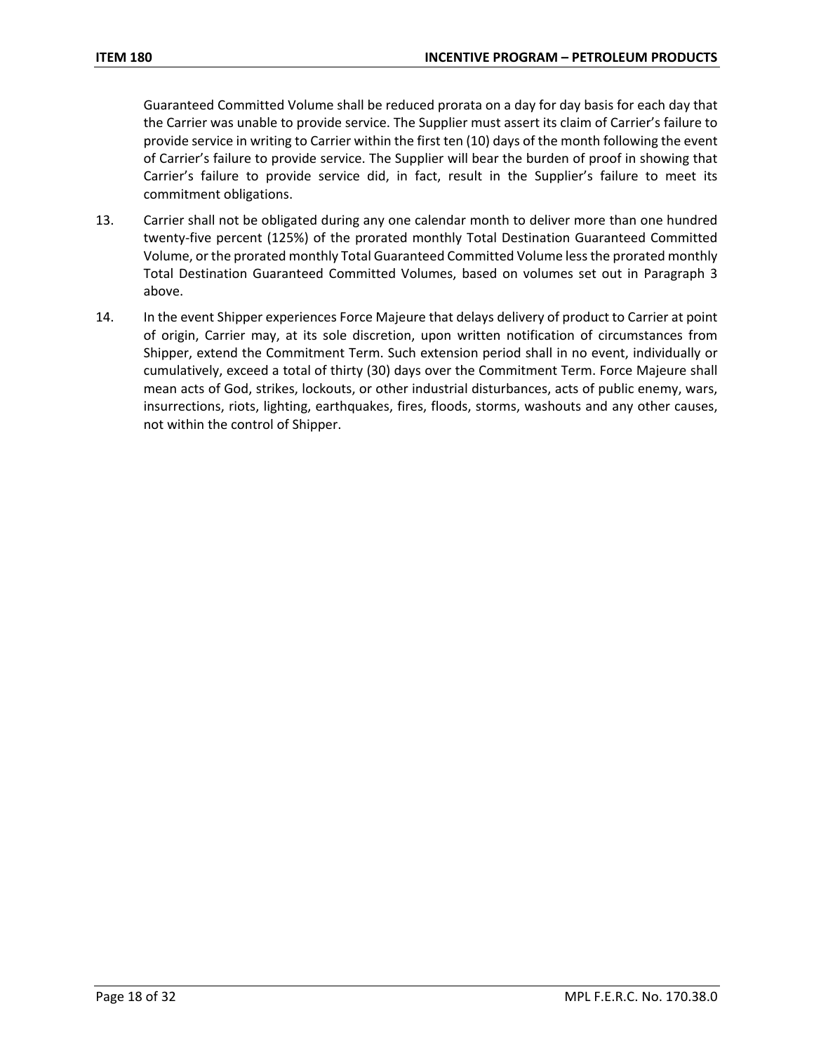Guaranteed Committed Volume shall be reduced prorata on a day for day basis for each day that the Carrier was unable to provide service. The Supplier must assert its claim of Carrier's failure to provide service in writing to Carrier within the first ten (10) days of the month following the event of Carrier's failure to provide service. The Supplier will bear the burden of proof in showing that Carrier's failure to provide service did, in fact, result in the Supplier's failure to meet its commitment obligations.

13. Carrier shall not be obligated during any one calendar month to deliver more than one hundred twenty-five percent (125%) of the prorated monthly Total Destination Guaranteed Committed Volume, or the prorated monthly Total Guaranteed Committed Volume less the prorated monthly Total Destination Guaranteed Committed Volumes, based on volumes set out in Paragraph 3 above.

14. In the event Shipper experiences Force Majeure that delays delivery of product to Carrier at point of origin, Carrier may, at its sole discretion, upon written notification of circumstances from Shipper, extend the Commitment Term. Such extension period shall in no event, individually or cumulatively, exceed a total of thirty (30) days over the Commitment Term. Force Majeure shall mean acts of God, strikes, lockouts, or other industrial disturbances, acts of public enemy, wars, insurrections, riots, lighting, earthquakes, fires, floods, storms, washouts and any other causes, not within the control of Shipper.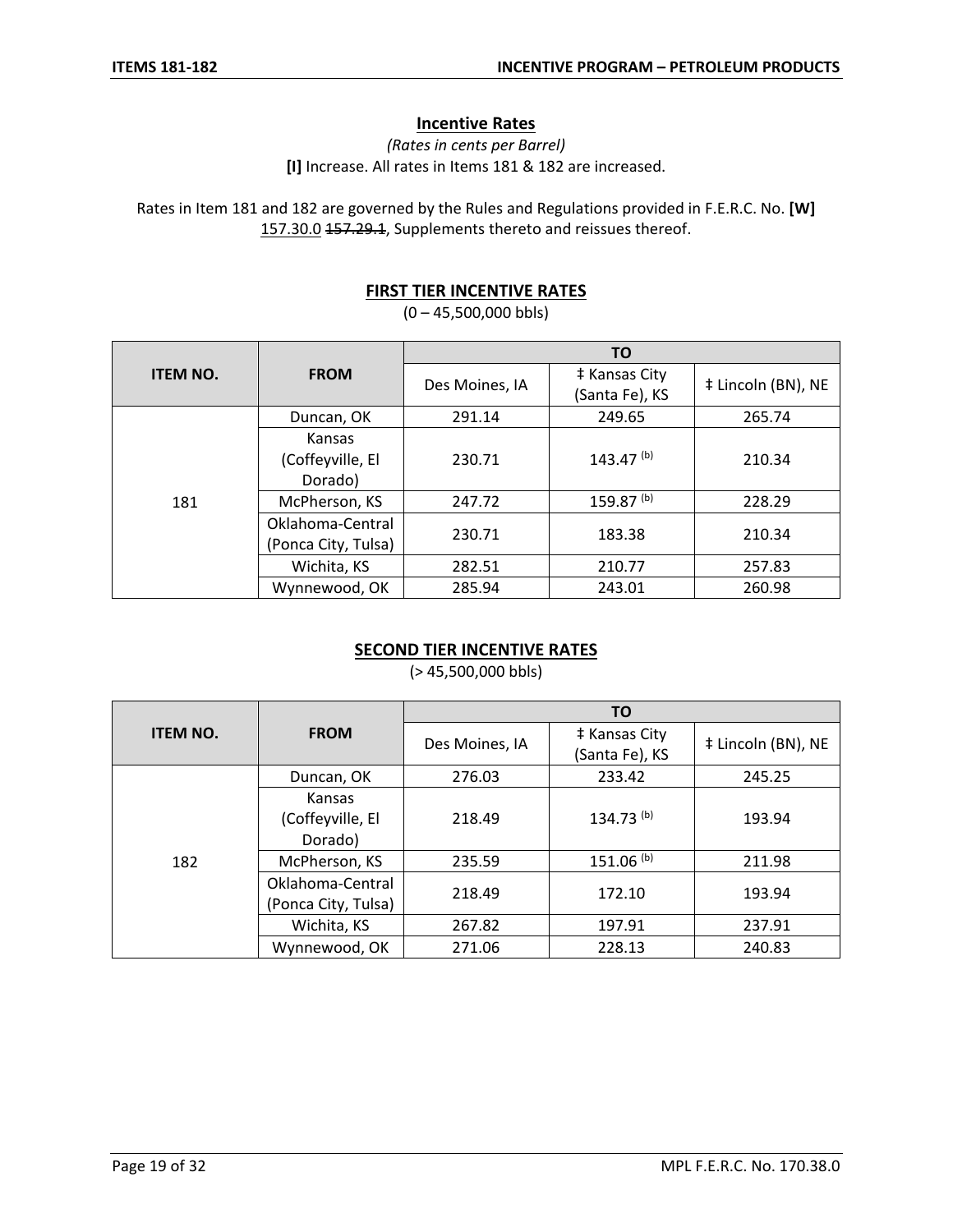## Incentive Rates

*(Rates in cents per Barrel)*

**[I]** Increase. All rates in Items 181 & 182 are increased.

Rates in Item 181 and 182 are governed by the Rules and Regulations provided in F.E.R.C. No. **[W]** 157.30.0 ~~157.29.1~~, Supplements thereto and reissues thereof.

### FIRST TIER INCENTIVE RATES

(0 – 45,500,000 bbls)

| ITEM NO. | FROM | TO | | |
|---|---|---|---|---|
| | | Des Moines, IA | ‡ Kansas City (Santa Fe), KS | ‡ Lincoln (BN), NE |
| 181 | Duncan, OK | 291.14 | 249.65 | 265.74 |
| | Kansas (Coffeyville, El Dorado) | 230.71 | 143.47 (b) | 210.34 |
| | McPherson, KS | 247.72 | 159.87 (b) | 228.29 |
| | Oklahoma-Central (Ponca City, Tulsa) | 230.71 | 183.38 | 210.34 |
| | Wichita, KS | 282.51 | 210.77 | 257.83 |
| | Wynnewood, OK | 285.94 | 243.01 | 260.98 |

### SECOND TIER INCENTIVE RATES

(> 45,500,000 bbls)

| ITEM NO. | FROM | TO | | |
|---|---|---|---|---|
| | | Des Moines, IA | ‡ Kansas City (Santa Fe), KS | ‡ Lincoln (BN), NE |
| 182 | Duncan, OK | 276.03 | 233.42 | 245.25 |
| | Kansas (Coffeyville, El Dorado) | 218.49 | 134.73 (b) | 193.94 |
| | McPherson, KS | 235.59 | 151.06 (b) | 211.98 |
| | Oklahoma-Central (Ponca City, Tulsa) | 218.49 | 172.10 | 193.94 |
| | Wichita, KS | 267.82 | 197.91 | 237.91 |
| | Wynnewood, OK | 271.06 | 228.13 | 240.83 |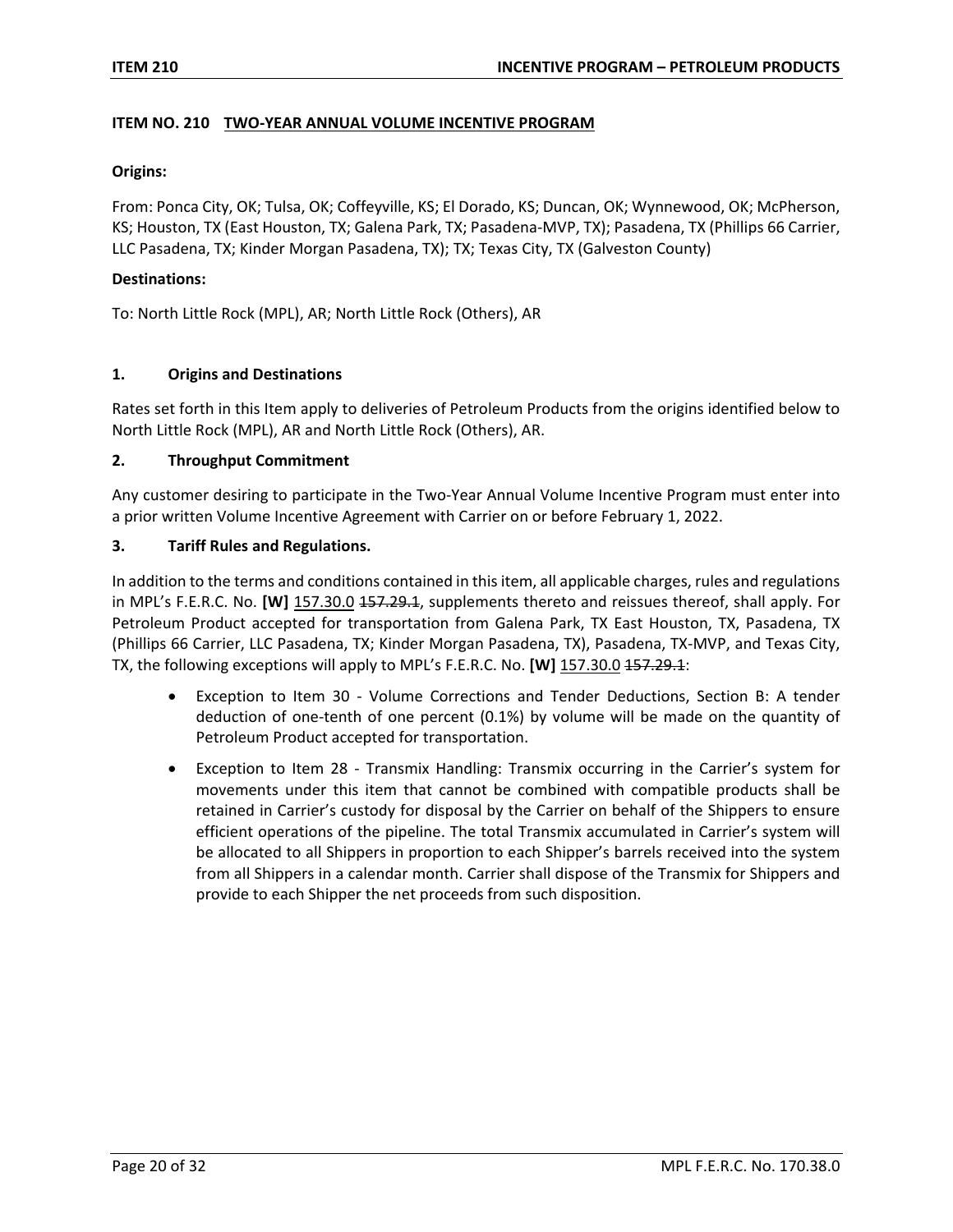## ITEM NO. 210 TWO-YEAR ANNUAL VOLUME INCENTIVE PROGRAM

**Origins:**

From: Ponca City, OK; Tulsa, OK; Coffeyville, KS; El Dorado, KS; Duncan, OK; Wynnewood, OK; McPherson, KS; Houston, TX (East Houston, TX; Galena Park, TX; Pasadena-MVP, TX); Pasadena, TX (Phillips 66 Carrier, LLC Pasadena, TX; Kinder Morgan Pasadena, TX); TX; Texas City, TX (Galveston County)

**Destinations:**

To: North Little Rock (MPL), AR; North Little Rock (Others), AR

### 1. Origins and Destinations

Rates set forth in this Item apply to deliveries of Petroleum Products from the origins identified below to North Little Rock (MPL), AR and North Little Rock (Others), AR.

### 2. Throughput Commitment

Any customer desiring to participate in the Two-Year Annual Volume Incentive Program must enter into a prior written Volume Incentive Agreement with Carrier on or before February 1, 2022.

### 3. Tariff Rules and Regulations.

In addition to the terms and conditions contained in this item, all applicable charges, rules and regulations in MPL's F.E.R.C. No. **[W]** <u>157.30.0</u> ~~157.29.1~~, supplements thereto and reissues thereof, shall apply. For Petroleum Product accepted for transportation from Galena Park, TX East Houston, TX, Pasadena, TX (Phillips 66 Carrier, LLC Pasadena, TX; Kinder Morgan Pasadena, TX), Pasadena, TX-MVP, and Texas City, TX, the following exceptions will apply to MPL's F.E.R.C. No. **[W]** <u>157.30.0</u> ~~157.29.1~~:

- Exception to Item 30 - Volume Corrections and Tender Deductions, Section B: A tender deduction of one-tenth of one percent (0.1%) by volume will be made on the quantity of Petroleum Product accepted for transportation.
- Exception to Item 28 - Transmix Handling: Transmix occurring in the Carrier's system for movements under this item that cannot be combined with compatible products shall be retained in Carrier's custody for disposal by the Carrier on behalf of the Shippers to ensure efficient operations of the pipeline. The total Transmix accumulated in Carrier's system will be allocated to all Shippers in proportion to each Shipper's barrels received into the system from all Shippers in a calendar month. Carrier shall dispose of the Transmix for Shippers and provide to each Shipper the net proceeds from such disposition.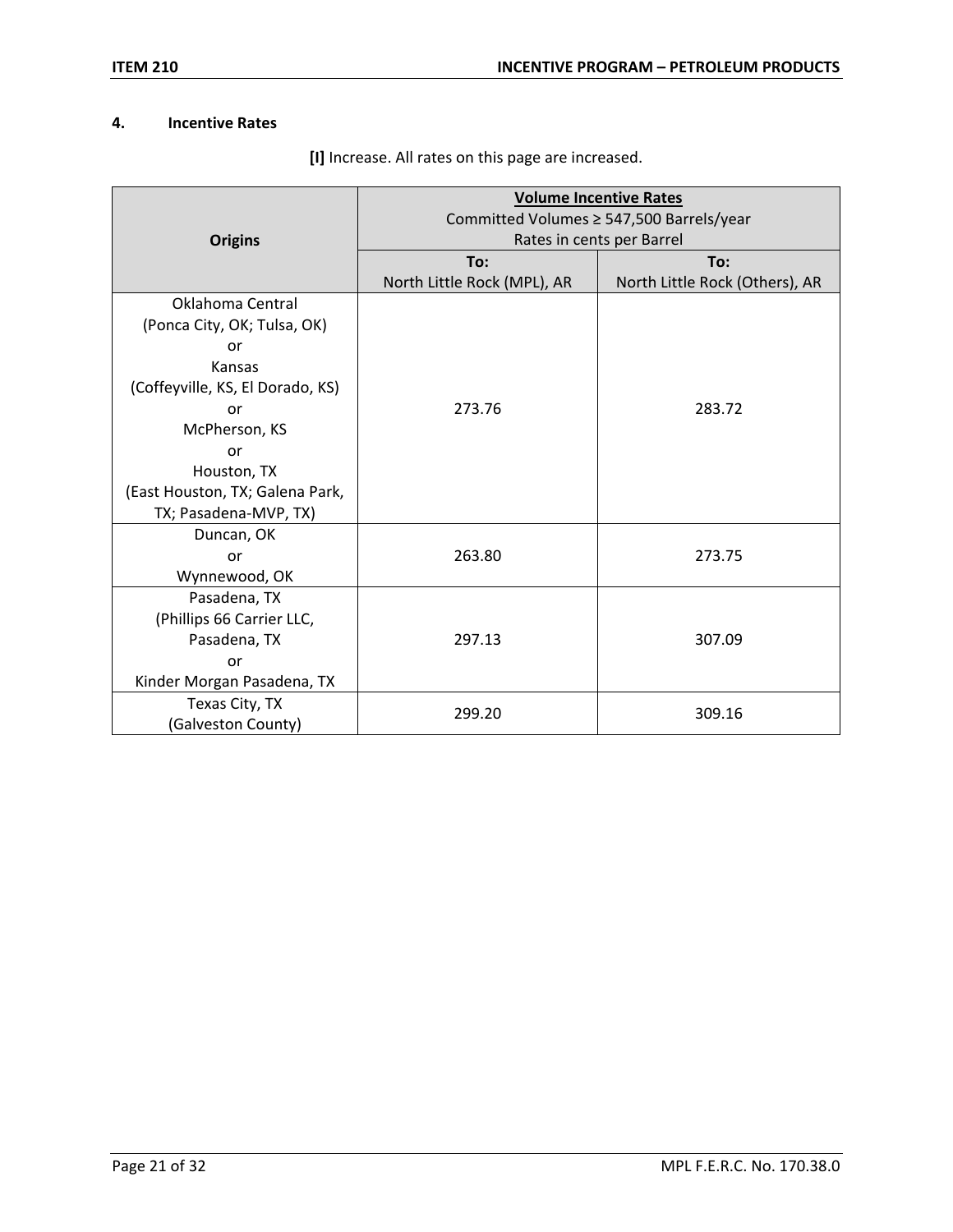## 4. Incentive Rates

**[I]** Increase. All rates on this page are increased.

| Origins | Volume Incentive Rates<br>Committed Volumes ≥ 547,500 Barrels/year<br>Rates in cents per Barrel | |
|---|---|---|
| | **To:**<br>North Little Rock (MPL), AR | **To:**<br>North Little Rock (Others), AR |
| Oklahoma Central<br>(Ponca City, OK; Tulsa, OK)<br>or<br>Kansas<br>(Coffeyville, KS, El Dorado, KS)<br>or<br>McPherson, KS<br>or<br>Houston, TX<br>(East Houston, TX; Galena Park, TX; Pasadena-MVP, TX) | 273.76 | 283.72 |
| Duncan, OK<br>or<br>Wynnewood, OK | 263.80 | 273.75 |
| Pasadena, TX<br>(Phillips 66 Carrier LLC,<br>Pasadena, TX<br>or<br>Kinder Morgan Pasadena, TX | 297.13 | 307.09 |
| Texas City, TX<br>(Galveston County) | 299.20 | 309.16 |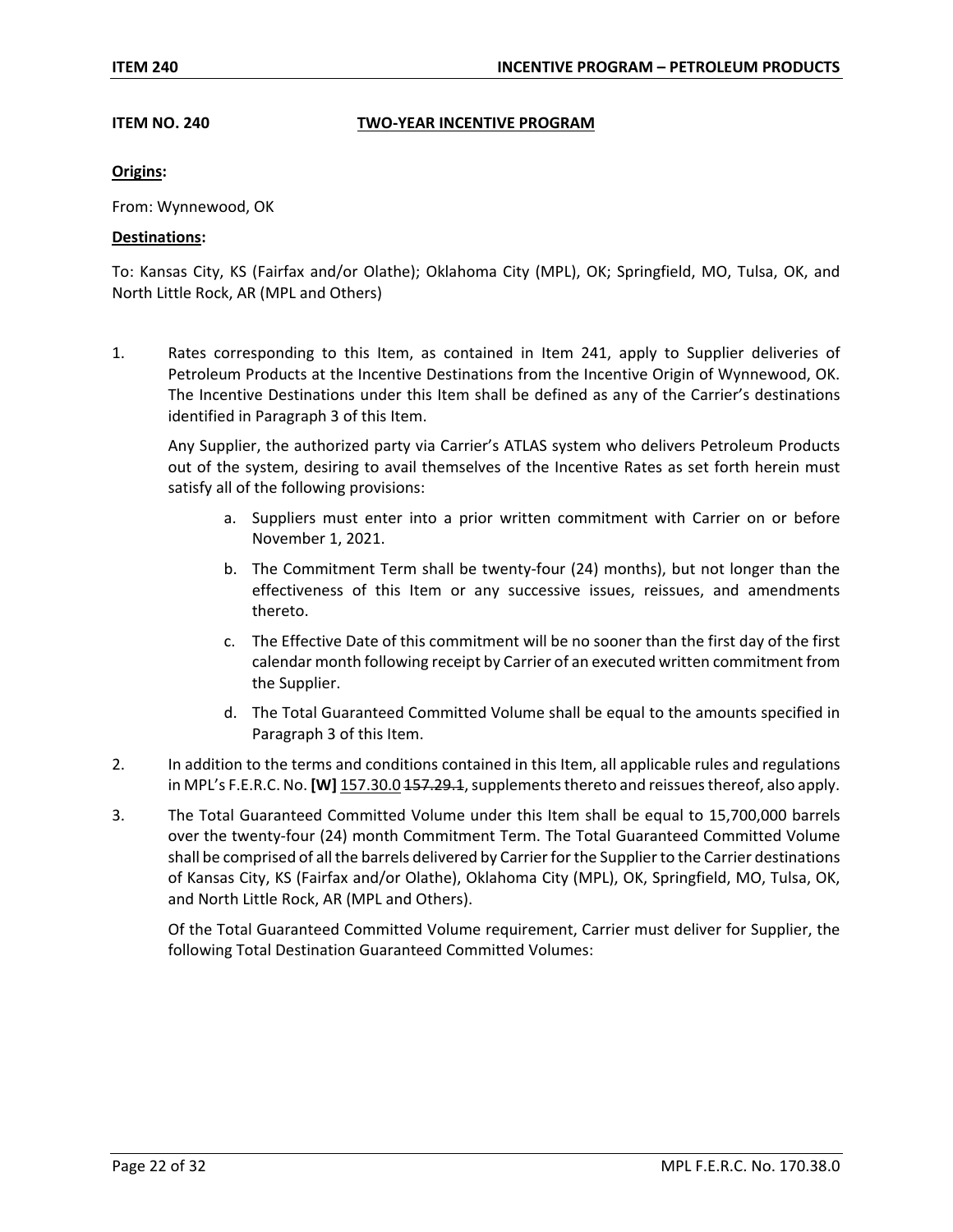**ITEM NO. 240** **TWO-YEAR INCENTIVE PROGRAM**

**Origins:**

From: Wynnewood, OK

**Destinations:**

To: Kansas City, KS (Fairfax and/or Olathe); Oklahoma City (MPL), OK; Springfield, MO, Tulsa, OK, and North Little Rock, AR (MPL and Others)

1. Rates corresponding to this Item, as contained in Item 241, apply to Supplier deliveries of Petroleum Products at the Incentive Destinations from the Incentive Origin of Wynnewood, OK. The Incentive Destinations under this Item shall be defined as any of the Carrier's destinations identified in Paragraph 3 of this Item.

   Any Supplier, the authorized party via Carrier's ATLAS system who delivers Petroleum Products out of the system, desiring to avail themselves of the Incentive Rates as set forth herein must satisfy all of the following provisions:

   a. Suppliers must enter into a prior written commitment with Carrier on or before November 1, 2021.

   b. The Commitment Term shall be twenty-four (24) months), but not longer than the effectiveness of this Item or any successive issues, reissues, and amendments thereto.

   c. The Effective Date of this commitment will be no sooner than the first day of the first calendar month following receipt by Carrier of an executed written commitment from the Supplier.

   d. The Total Guaranteed Committed Volume shall be equal to the amounts specified in Paragraph 3 of this Item.

2. In addition to the terms and conditions contained in this Item, all applicable rules and regulations in MPL's F.E.R.C. No. **[W]** 157.30.0 ~~157.29.1~~, supplements thereto and reissues thereof, also apply.

3. The Total Guaranteed Committed Volume under this Item shall be equal to 15,700,000 barrels over the twenty-four (24) month Commitment Term. The Total Guaranteed Committed Volume shall be comprised of all the barrels delivered by Carrier for the Supplier to the Carrier destinations of Kansas City, KS (Fairfax and/or Olathe), Oklahoma City (MPL), OK, Springfield, MO, Tulsa, OK, and North Little Rock, AR (MPL and Others).

   Of the Total Guaranteed Committed Volume requirement, Carrier must deliver for Supplier, the following Total Destination Guaranteed Committed Volumes: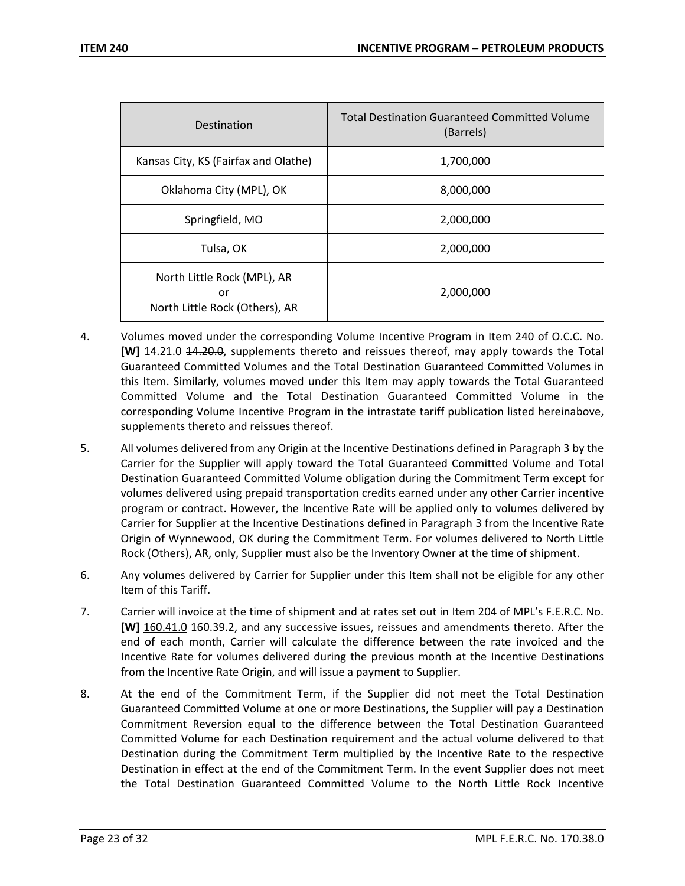| Destination | Total Destination Guaranteed Committed Volume (Barrels) |
|---|---|
| Kansas City, KS (Fairfax and Olathe) | 1,700,000 |
| Oklahoma City (MPL), OK | 8,000,000 |
| Springfield, MO | 2,000,000 |
| Tulsa, OK | 2,000,000 |
| North Little Rock (MPL), AR or North Little Rock (Others), AR | 2,000,000 |

4. Volumes moved under the corresponding Volume Incentive Program in Item 240 of O.C.C. No. **[W]** 14.21.0 ~~14.20.0~~, supplements thereto and reissues thereof, may apply towards the Total Guaranteed Committed Volumes and the Total Destination Guaranteed Committed Volumes in this Item. Similarly, volumes moved under this Item may apply towards the Total Guaranteed Committed Volume and the Total Destination Guaranteed Committed Volume in the corresponding Volume Incentive Program in the intrastate tariff publication listed hereinabove, supplements thereto and reissues thereof.

5. All volumes delivered from any Origin at the Incentive Destinations defined in Paragraph 3 by the Carrier for the Supplier will apply toward the Total Guaranteed Committed Volume and Total Destination Guaranteed Committed Volume obligation during the Commitment Term except for volumes delivered using prepaid transportation credits earned under any other Carrier incentive program or contract. However, the Incentive Rate will be applied only to volumes delivered by Carrier for Supplier at the Incentive Destinations defined in Paragraph 3 from the Incentive Rate Origin of Wynnewood, OK during the Commitment Term. For volumes delivered to North Little Rock (Others), AR, only, Supplier must also be the Inventory Owner at the time of shipment.

6. Any volumes delivered by Carrier for Supplier under this Item shall not be eligible for any other Item of this Tariff.

7. Carrier will invoice at the time of shipment and at rates set out in Item 204 of MPL's F.E.R.C. No. **[W]** 160.41.0 ~~160.39.2~~, and any successive issues, reissues and amendments thereto. After the end of each month, Carrier will calculate the difference between the rate invoiced and the Incentive Rate for volumes delivered during the previous month at the Incentive Destinations from the Incentive Rate Origin, and will issue a payment to Supplier.

8. At the end of the Commitment Term, if the Supplier did not meet the Total Destination Guaranteed Committed Volume at one or more Destinations, the Supplier will pay a Destination Commitment Reversion equal to the difference between the Total Destination Guaranteed Committed Volume for each Destination requirement and the actual volume delivered to that Destination during the Commitment Term multiplied by the Incentive Rate to the respective Destination in effect at the end of the Commitment Term. In the event Supplier does not meet the Total Destination Guaranteed Committed Volume to the North Little Rock Incentive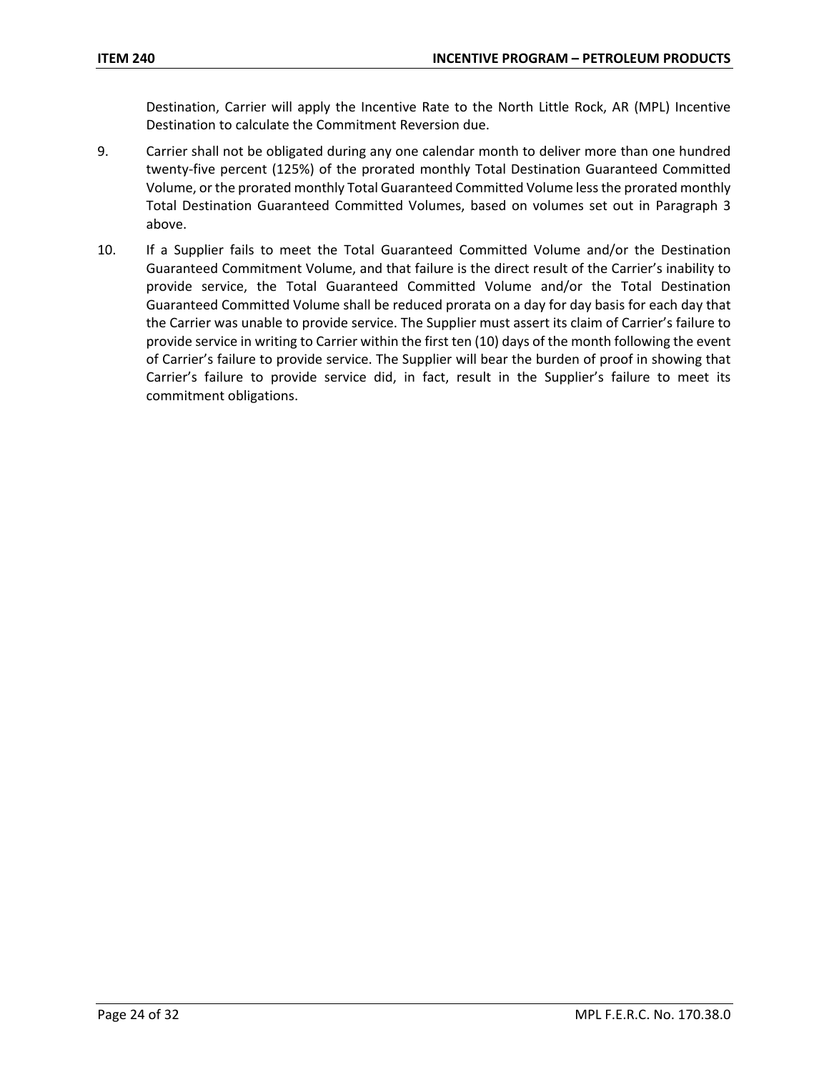Destination, Carrier will apply the Incentive Rate to the North Little Rock, AR (MPL) Incentive Destination to calculate the Commitment Reversion due.

9. Carrier shall not be obligated during any one calendar month to deliver more than one hundred twenty-five percent (125%) of the prorated monthly Total Destination Guaranteed Committed Volume, or the prorated monthly Total Guaranteed Committed Volume less the prorated monthly Total Destination Guaranteed Committed Volumes, based on volumes set out in Paragraph 3 above.

10. If a Supplier fails to meet the Total Guaranteed Committed Volume and/or the Destination Guaranteed Commitment Volume, and that failure is the direct result of the Carrier's inability to provide service, the Total Guaranteed Committed Volume and/or the Total Destination Guaranteed Committed Volume shall be reduced prorata on a day for day basis for each day that the Carrier was unable to provide service. The Supplier must assert its claim of Carrier's failure to provide service in writing to Carrier within the first ten (10) days of the month following the event of Carrier's failure to provide service. The Supplier will bear the burden of proof in showing that Carrier's failure to provide service did, in fact, result in the Supplier's failure to meet its commitment obligations.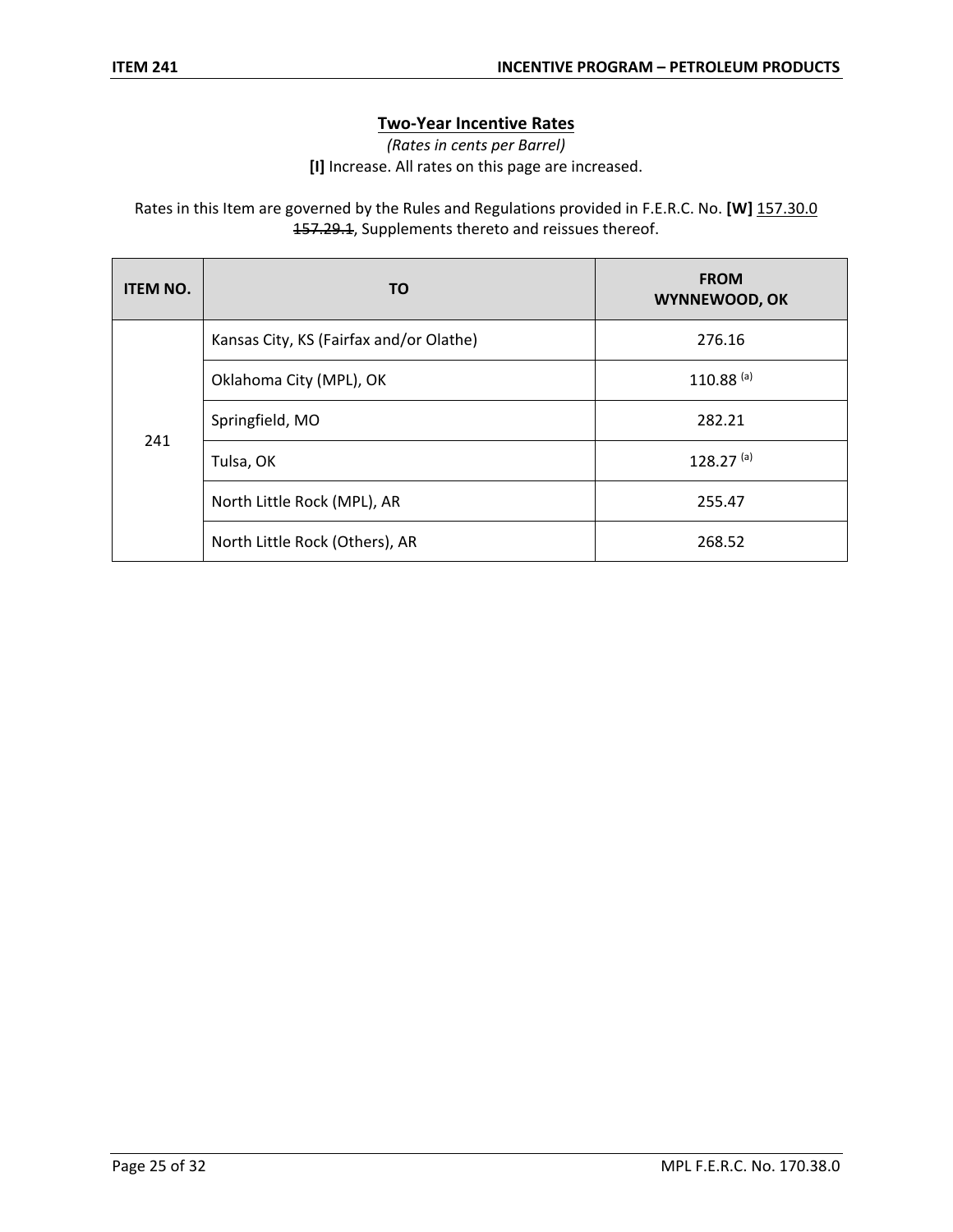## Two-Year Incentive Rates

*(Rates in cents per Barrel)*

**[I]** Increase. All rates on this page are increased.

Rates in this Item are governed by the Rules and Regulations provided in F.E.R.C. No. **[W]** 157.30.0 ~~157.29.1~~, Supplements thereto and reissues thereof.

| ITEM NO. | TO | FROM WYNNEWOOD, OK |
|---|---|---|
| 241 | Kansas City, KS (Fairfax and/or Olathe) | 276.16 |
| | Oklahoma City (MPL), OK | 110.88 [(a)] |
| | Springfield, MO | 282.21 |
| | Tulsa, OK | 128.27 [(a)] |
| | North Little Rock (MPL), AR | 255.47 |
| | North Little Rock (Others), AR | 268.52 |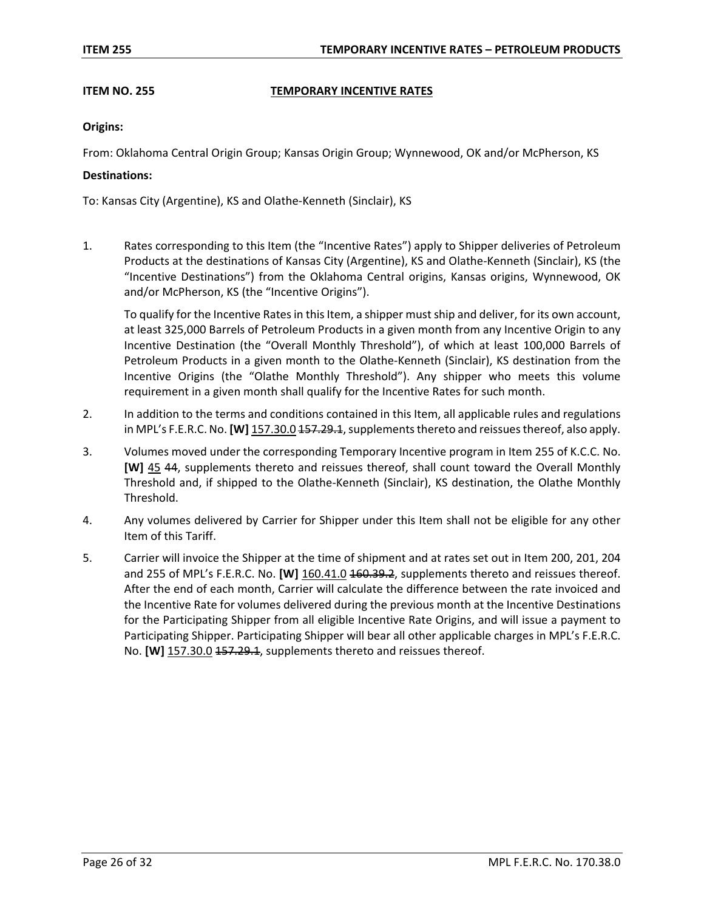## ITEM NO. 255 TEMPORARY INCENTIVE RATES

**Origins:**

From: Oklahoma Central Origin Group; Kansas Origin Group; Wynnewood, OK and/or McPherson, KS

**Destinations:**

To: Kansas City (Argentine), KS and Olathe-Kenneth (Sinclair), KS

1. Rates corresponding to this Item (the "Incentive Rates") apply to Shipper deliveries of Petroleum Products at the destinations of Kansas City (Argentine), KS and Olathe-Kenneth (Sinclair), KS (the "Incentive Destinations") from the Oklahoma Central origins, Kansas origins, Wynnewood, OK and/or McPherson, KS (the "Incentive Origins").

   To qualify for the Incentive Rates in this Item, a shipper must ship and deliver, for its own account, at least 325,000 Barrels of Petroleum Products in a given month from any Incentive Origin to any Incentive Destination (the "Overall Monthly Threshold"), of which at least 100,000 Barrels of Petroleum Products in a given month to the Olathe-Kenneth (Sinclair), KS destination from the Incentive Origins (the "Olathe Monthly Threshold"). Any shipper who meets this volume requirement in a given month shall qualify for the Incentive Rates for such month.

2. In addition to the terms and conditions contained in this Item, all applicable rules and regulations in MPL's F.E.R.C. No. **[W]** <u>157.30.0</u> ~~157.29.1~~, supplements thereto and reissues thereof, also apply.

3. Volumes moved under the corresponding Temporary Incentive program in Item 255 of K.C.C. No. **[W]** <u>45</u> ~~44~~, supplements thereto and reissues thereof, shall count toward the Overall Monthly Threshold and, if shipped to the Olathe-Kenneth (Sinclair), KS destination, the Olathe Monthly Threshold.

4. Any volumes delivered by Carrier for Shipper under this Item shall not be eligible for any other Item of this Tariff.

5. Carrier will invoice the Shipper at the time of shipment and at rates set out in Item 200, 201, 204 and 255 of MPL's F.E.R.C. No. **[W]** <u>160.41.0</u> ~~160.39.2~~, supplements thereto and reissues thereof. After the end of each month, Carrier will calculate the difference between the rate invoiced and the Incentive Rate for volumes delivered during the previous month at the Incentive Destinations for the Participating Shipper from all eligible Incentive Rate Origins, and will issue a payment to Participating Shipper. Participating Shipper will bear all other applicable charges in MPL's F.E.R.C. No. **[W]** <u>157.30.0</u> ~~157.29.1~~, supplements thereto and reissues thereof.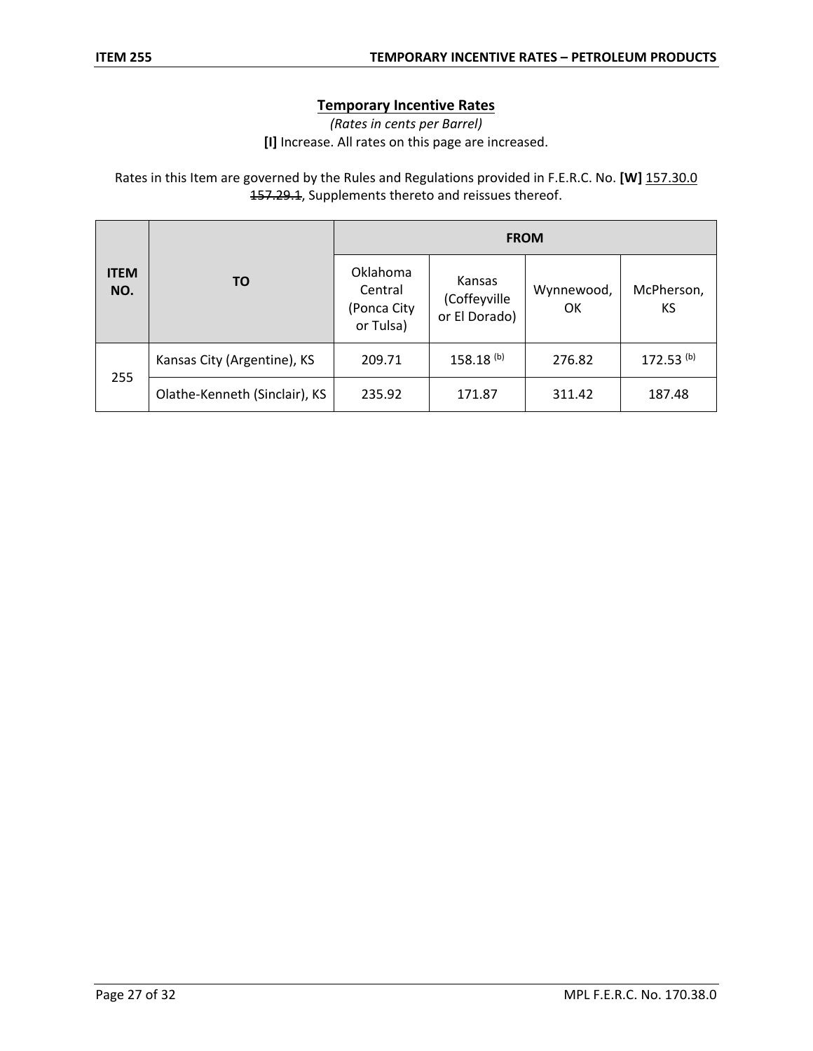## Temporary Incentive Rates

*(Rates in cents per Barrel)*

**[I]** Increase. All rates on this page are increased.

Rates in this Item are governed by the Rules and Regulations provided in F.E.R.C. No. **[W]** 157.30.0 ~~157.29.1~~, Supplements thereto and reissues thereof.

| ITEM NO. | TO | FROM | | | |
|---|---|---|---|---|---|
| | | Oklahoma Central (Ponca City or Tulsa) | Kansas (Coffeyville or El Dorado) | Wynnewood, OK | McPherson, KS |
| 255 | Kansas City (Argentine), KS | 209.71 | 158.18 [(b)] | 276.82 | 172.53 [(b)] |
| | Olathe-Kenneth (Sinclair), KS | 235.92 | 171.87 | 311.42 | 187.48 |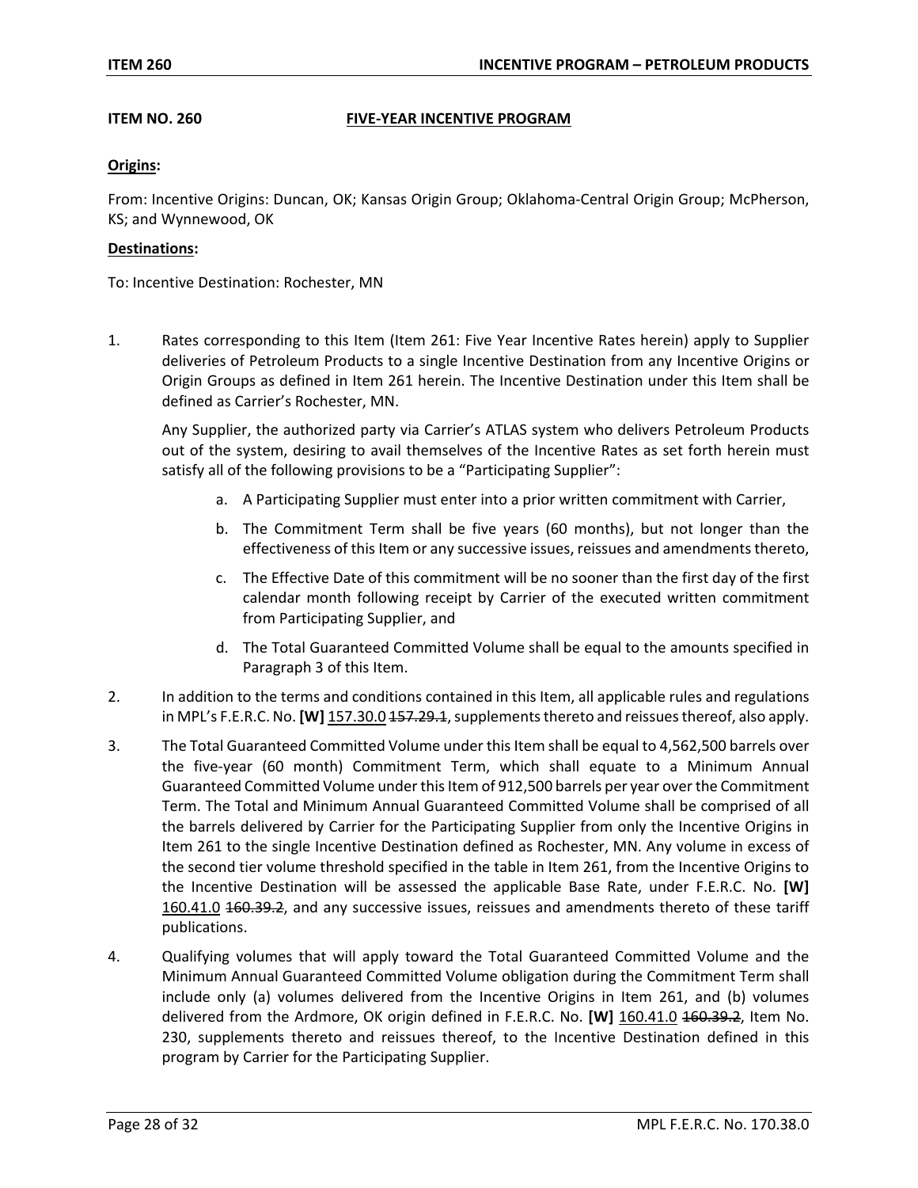**ITEM NO. 260** **FIVE-YEAR INCENTIVE PROGRAM**

**Origins:**

From: Incentive Origins: Duncan, OK; Kansas Origin Group; Oklahoma-Central Origin Group; McPherson, KS; and Wynnewood, OK

**Destinations:**

To: Incentive Destination: Rochester, MN

1. Rates corresponding to this Item (Item 261: Five Year Incentive Rates herein) apply to Supplier deliveries of Petroleum Products to a single Incentive Destination from any Incentive Origins or Origin Groups as defined in Item 261 herein. The Incentive Destination under this Item shall be defined as Carrier's Rochester, MN.

   Any Supplier, the authorized party via Carrier's ATLAS system who delivers Petroleum Products out of the system, desiring to avail themselves of the Incentive Rates as set forth herein must satisfy all of the following provisions to be a "Participating Supplier":

   a. A Participating Supplier must enter into a prior written commitment with Carrier,

   b. The Commitment Term shall be five years (60 months), but not longer than the effectiveness of this Item or any successive issues, reissues and amendments thereto,

   c. The Effective Date of this commitment will be no sooner than the first day of the first calendar month following receipt by Carrier of the executed written commitment from Participating Supplier, and

   d. The Total Guaranteed Committed Volume shall be equal to the amounts specified in Paragraph 3 of this Item.

2. In addition to the terms and conditions contained in this Item, all applicable rules and regulations in MPL's F.E.R.C. No. **[W]** 157.30.0 ~~157.29.1~~, supplements thereto and reissues thereof, also apply.

3. The Total Guaranteed Committed Volume under this Item shall be equal to 4,562,500 barrels over the five-year (60 month) Commitment Term, which shall equate to a Minimum Annual Guaranteed Committed Volume under this Item of 912,500 barrels per year over the Commitment Term. The Total and Minimum Annual Guaranteed Committed Volume shall be comprised of all the barrels delivered by Carrier for the Participating Supplier from only the Incentive Origins in Item 261 to the single Incentive Destination defined as Rochester, MN. Any volume in excess of the second tier volume threshold specified in the table in Item 261, from the Incentive Origins to the Incentive Destination will be assessed the applicable Base Rate, under F.E.R.C. No. **[W]** 160.41.0 ~~160.39.2~~, and any successive issues, reissues and amendments thereto of these tariff publications.

4. Qualifying volumes that will apply toward the Total Guaranteed Committed Volume and the Minimum Annual Guaranteed Committed Volume obligation during the Commitment Term shall include only (a) volumes delivered from the Incentive Origins in Item 261, and (b) volumes delivered from the Ardmore, OK origin defined in F.E.R.C. No. **[W]** 160.41.0 ~~160.39.2~~, Item No. 230, supplements thereto and reissues thereof, to the Incentive Destination defined in this program by Carrier for the Participating Supplier.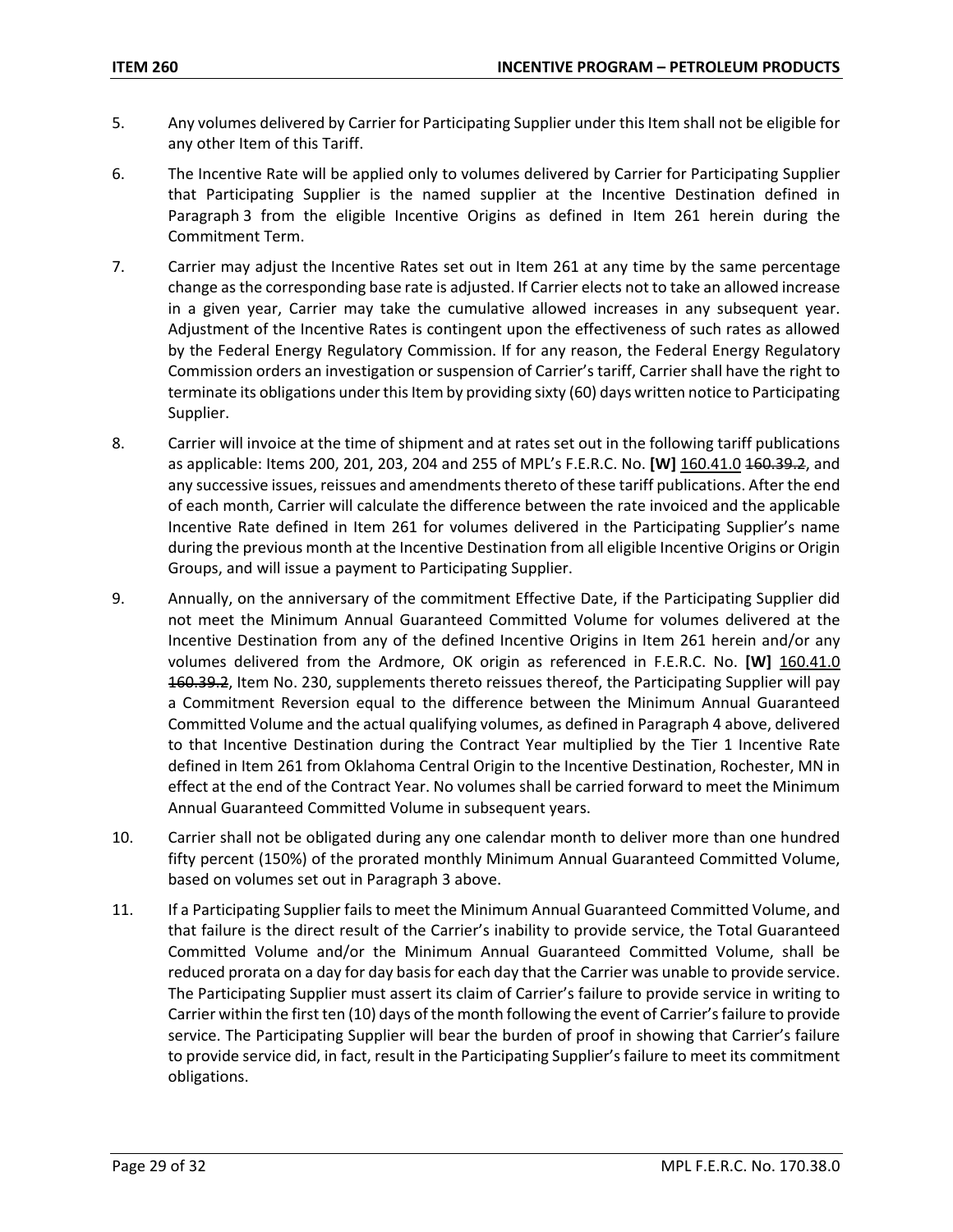5. Any volumes delivered by Carrier for Participating Supplier under this Item shall not be eligible for any other Item of this Tariff.

6. The Incentive Rate will be applied only to volumes delivered by Carrier for Participating Supplier that Participating Supplier is the named supplier at the Incentive Destination defined in Paragraph 3 from the eligible Incentive Origins as defined in Item 261 herein during the Commitment Term.

7. Carrier may adjust the Incentive Rates set out in Item 261 at any time by the same percentage change as the corresponding base rate is adjusted. If Carrier elects not to take an allowed increase in a given year, Carrier may take the cumulative allowed increases in any subsequent year. Adjustment of the Incentive Rates is contingent upon the effectiveness of such rates as allowed by the Federal Energy Regulatory Commission. If for any reason, the Federal Energy Regulatory Commission orders an investigation or suspension of Carrier's tariff, Carrier shall have the right to terminate its obligations under this Item by providing sixty (60) days written notice to Participating Supplier.

8. Carrier will invoice at the time of shipment and at rates set out in the following tariff publications as applicable: Items 200, 201, 203, 204 and 255 of MPL's F.E.R.C. No. **[W]** <u>160.41.0</u> ~~160.39.2~~, and any successive issues, reissues and amendments thereto of these tariff publications. After the end of each month, Carrier will calculate the difference between the rate invoiced and the applicable Incentive Rate defined in Item 261 for volumes delivered in the Participating Supplier's name during the previous month at the Incentive Destination from all eligible Incentive Origins or Origin Groups, and will issue a payment to Participating Supplier.

9. Annually, on the anniversary of the commitment Effective Date, if the Participating Supplier did not meet the Minimum Annual Guaranteed Committed Volume for volumes delivered at the Incentive Destination from any of the defined Incentive Origins in Item 261 herein and/or any volumes delivered from the Ardmore, OK origin as referenced in F.E.R.C. No. **[W]** <u>160.41.0</u> ~~160.39.2~~, Item No. 230, supplements thereto reissues thereof, the Participating Supplier will pay a Commitment Reversion equal to the difference between the Minimum Annual Guaranteed Committed Volume and the actual qualifying volumes, as defined in Paragraph 4 above, delivered to that Incentive Destination during the Contract Year multiplied by the Tier 1 Incentive Rate defined in Item 261 from Oklahoma Central Origin to the Incentive Destination, Rochester, MN in effect at the end of the Contract Year. No volumes shall be carried forward to meet the Minimum Annual Guaranteed Committed Volume in subsequent years.

10. Carrier shall not be obligated during any one calendar month to deliver more than one hundred fifty percent (150%) of the prorated monthly Minimum Annual Guaranteed Committed Volume, based on volumes set out in Paragraph 3 above.

11. If a Participating Supplier fails to meet the Minimum Annual Guaranteed Committed Volume, and that failure is the direct result of the Carrier's inability to provide service, the Total Guaranteed Committed Volume and/or the Minimum Annual Guaranteed Committed Volume, shall be reduced prorata on a day for day basis for each day that the Carrier was unable to provide service. The Participating Supplier must assert its claim of Carrier's failure to provide service in writing to Carrier within the first ten (10) days of the month following the event of Carrier's failure to provide service. The Participating Supplier will bear the burden of proof in showing that Carrier's failure to provide service did, in fact, result in the Participating Supplier's failure to meet its commitment obligations.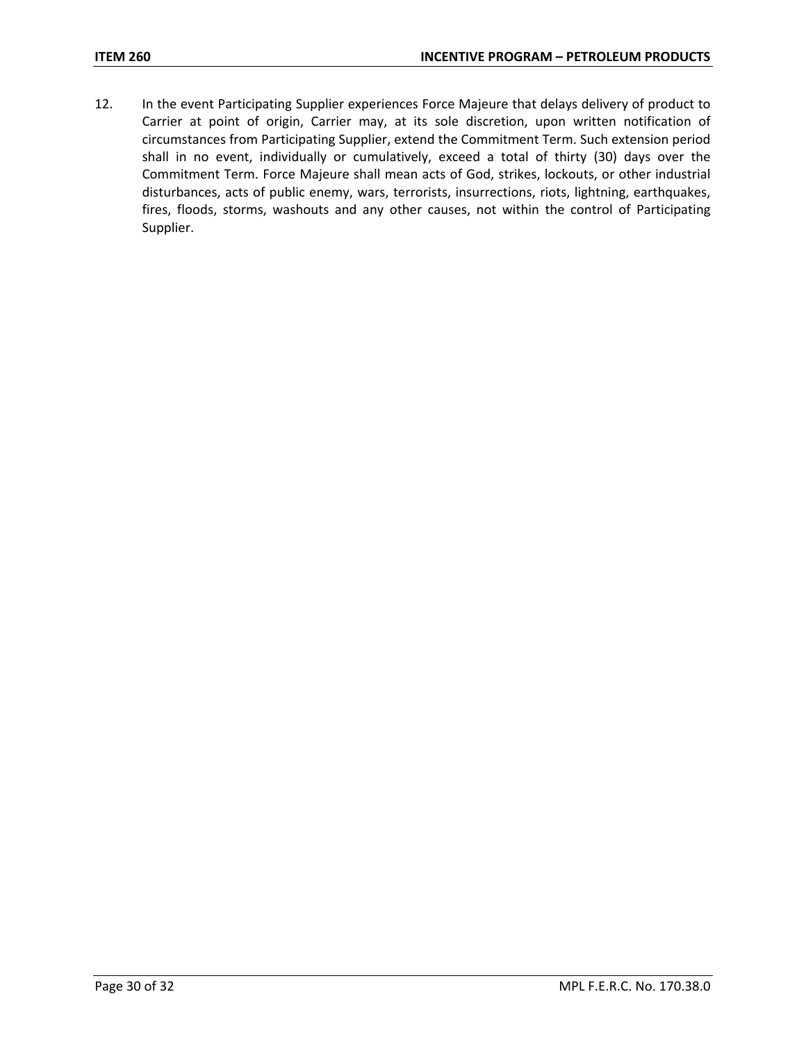12. In the event Participating Supplier experiences Force Majeure that delays delivery of product to Carrier at point of origin, Carrier may, at its sole discretion, upon written notification of circumstances from Participating Supplier, extend the Commitment Term. Such extension period shall in no event, individually or cumulatively, exceed a total of thirty (30) days over the Commitment Term. Force Majeure shall mean acts of God, strikes, lockouts, or other industrial disturbances, acts of public enemy, wars, terrorists, insurrections, riots, lightning, earthquakes, fires, floods, storms, washouts and any other causes, not within the control of Participating Supplier.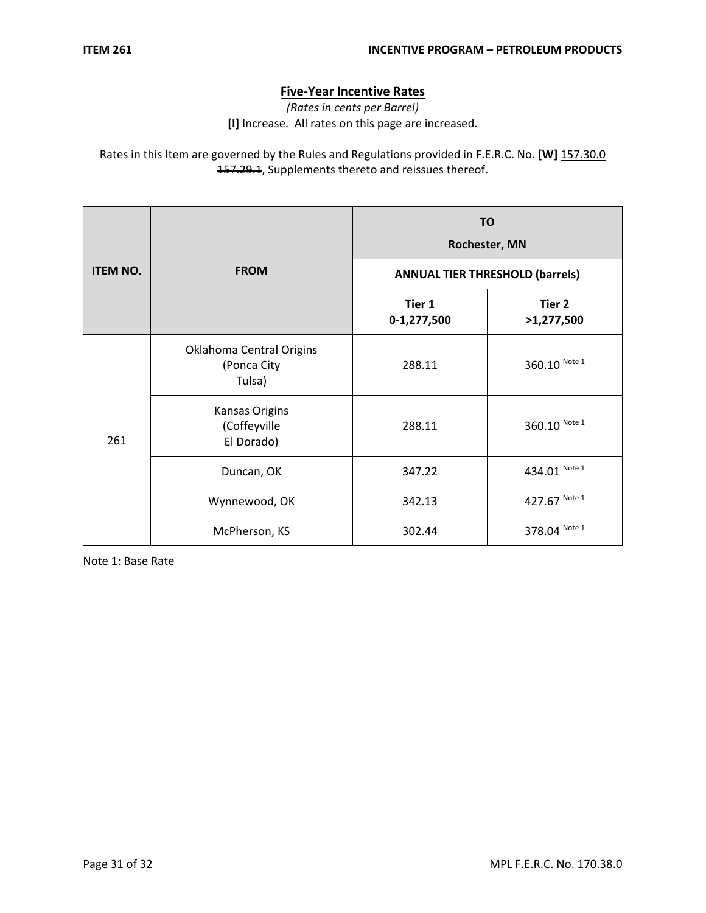## Five-Year Incentive Rates

*(Rates in cents per Barrel)*

**[I]** Increase. All rates on this page are increased.

Rates in this Item are governed by the Rules and Regulations provided in F.E.R.C. No. **[W]** 157.30.0 ~~157.29.1~~, Supplements thereto and reissues thereof.

| ITEM NO. | FROM | TO Rochester, MN | |
|---|---|---|---|
| | | ANNUAL TIER THRESHOLD (barrels) | |
| | | Tier 1 0-1,277,500 | Tier 2 >1,277,500 |
| 261 | Oklahoma Central Origins (Ponca City Tulsa) | 288.11 | 360.10 Note 1 |
| | Kansas Origins (Coffeyville El Dorado) | 288.11 | 360.10 Note 1 |
| | Duncan, OK | 347.22 | 434.01 Note 1 |
| | Wynnewood, OK | 342.13 | 427.67 Note 1 |
| | McPherson, KS | 302.44 | 378.04 Note 1 |

Note 1: Base Rate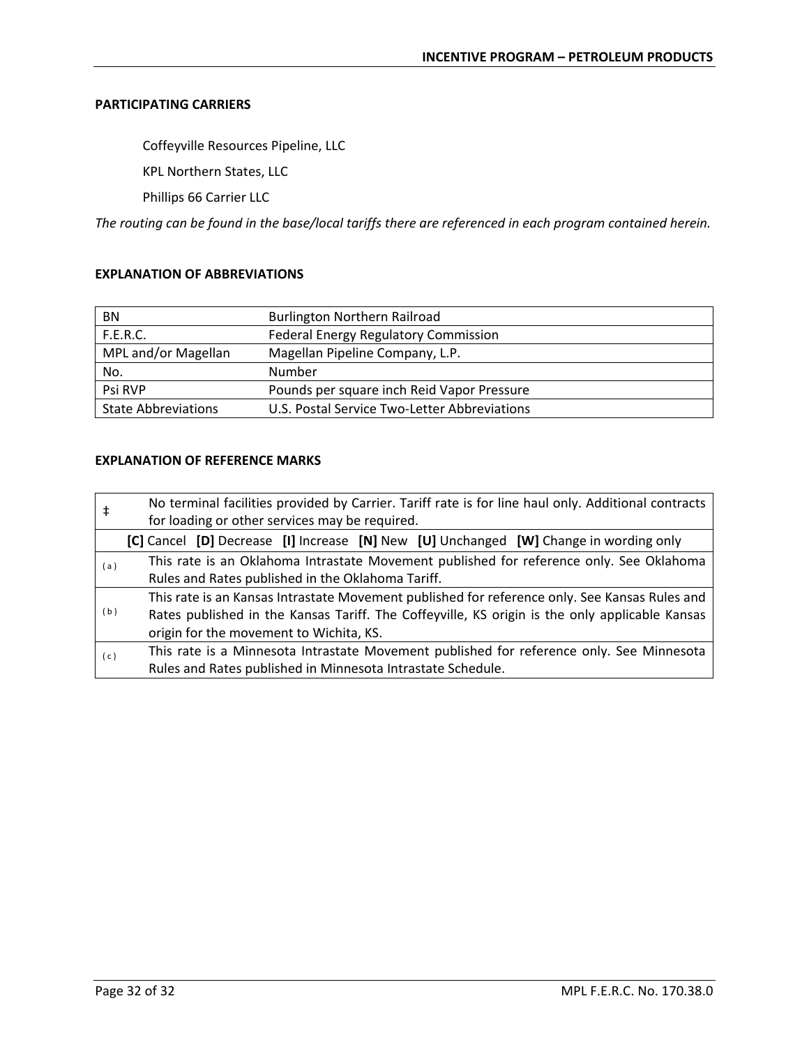## PARTICIPATING CARRIERS

Coffeyville Resources Pipeline, LLC

KPL Northern States, LLC

Phillips 66 Carrier LLC

*The routing can be found in the base/local tariffs there are referenced in each program contained herein.*

## EXPLANATION OF ABBREVIATIONS

| | |
|---|---|
| BN | Burlington Northern Railroad |
| F.E.R.C. | Federal Energy Regulatory Commission |
| MPL and/or Magellan | Magellan Pipeline Company, L.P. |
| No. | Number |
| Psi RVP | Pounds per square inch Reid Vapor Pressure |
| State Abbreviations | U.S. Postal Service Two-Letter Abbreviations |

## EXPLANATION OF REFERENCE MARKS

| | |
|---|---|
| ‡ | No terminal facilities provided by Carrier. Tariff rate is for line haul only. Additional contracts for loading or other services may be required. |
| **[C]** Cancel **[D]** Decrease **[I]** Increase **[N]** New **[U]** Unchanged **[W]** Change in wording only | |
| (a) | This rate is an Oklahoma Intrastate Movement published for reference only. See Oklahoma Rules and Rates published in the Oklahoma Tariff. |
| (b) | This rate is an Kansas Intrastate Movement published for reference only. See Kansas Rules and Rates published in the Kansas Tariff. The Coffeyville, KS origin is the only applicable Kansas origin for the movement to Wichita, KS. |
| (c) | This rate is a Minnesota Intrastate Movement published for reference only. See Minnesota Rules and Rates published in Minnesota Intrastate Schedule. |